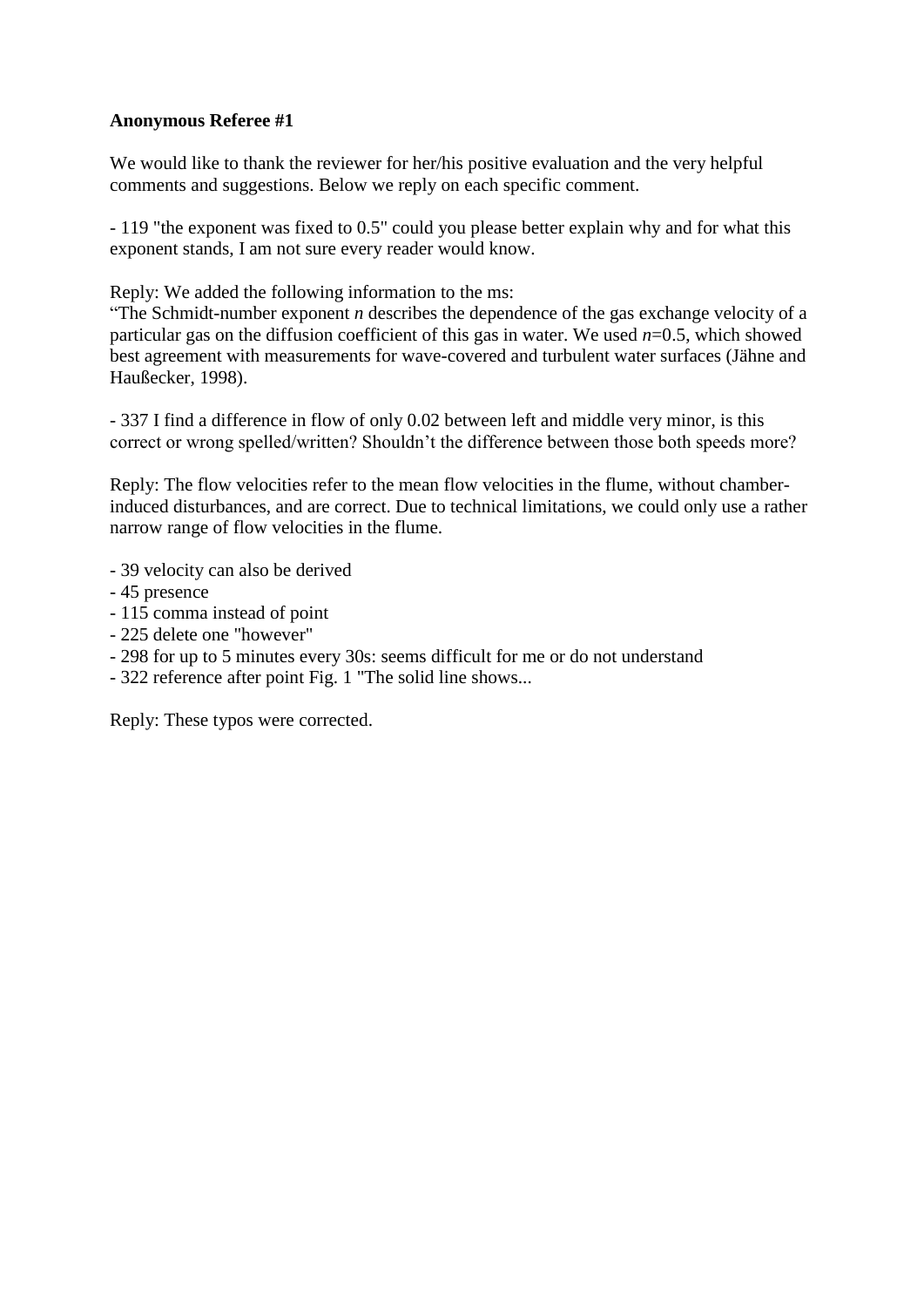**Anonymous Referee #1**

We would like to thank the reviewer for her/his positive evaluation and the very helpful comments and suggestions. Below we reply on each specific comment.

- 119 "the exponent was fixed to 0.5" could you please better explain why and for what this exponent stands, I am not sure every reader would know.

Reply: We added the following information to the ms:
"The Schmidt-number exponent *n* describes the dependence of the gas exchange velocity of a particular gas on the diffusion coefficient of this gas in water. We used $n$=0.5, which showed best agreement with measurements for wave-covered and turbulent water surfaces (Jähne and Haußecker, 1998).

- 337 I find a difference in flow of only 0.02 between left and middle very minor, is this correct or wrong spelled/written? Shouldn't the difference between those both speeds more?

Reply: The flow velocities refer to the mean flow velocities in the flume, without chamber-induced disturbances, and are correct. Due to technical limitations, we could only use a rather narrow range of flow velocities in the flume.

- 39 velocity can also be derived
- 45 presence
- 115 comma instead of point
- 225 delete one "however"
- 298 for up to 5 minutes every 30s: seems difficult for me or do not understand
- 322 reference after point Fig. 1 "The solid line shows...

Reply: These typos were corrected.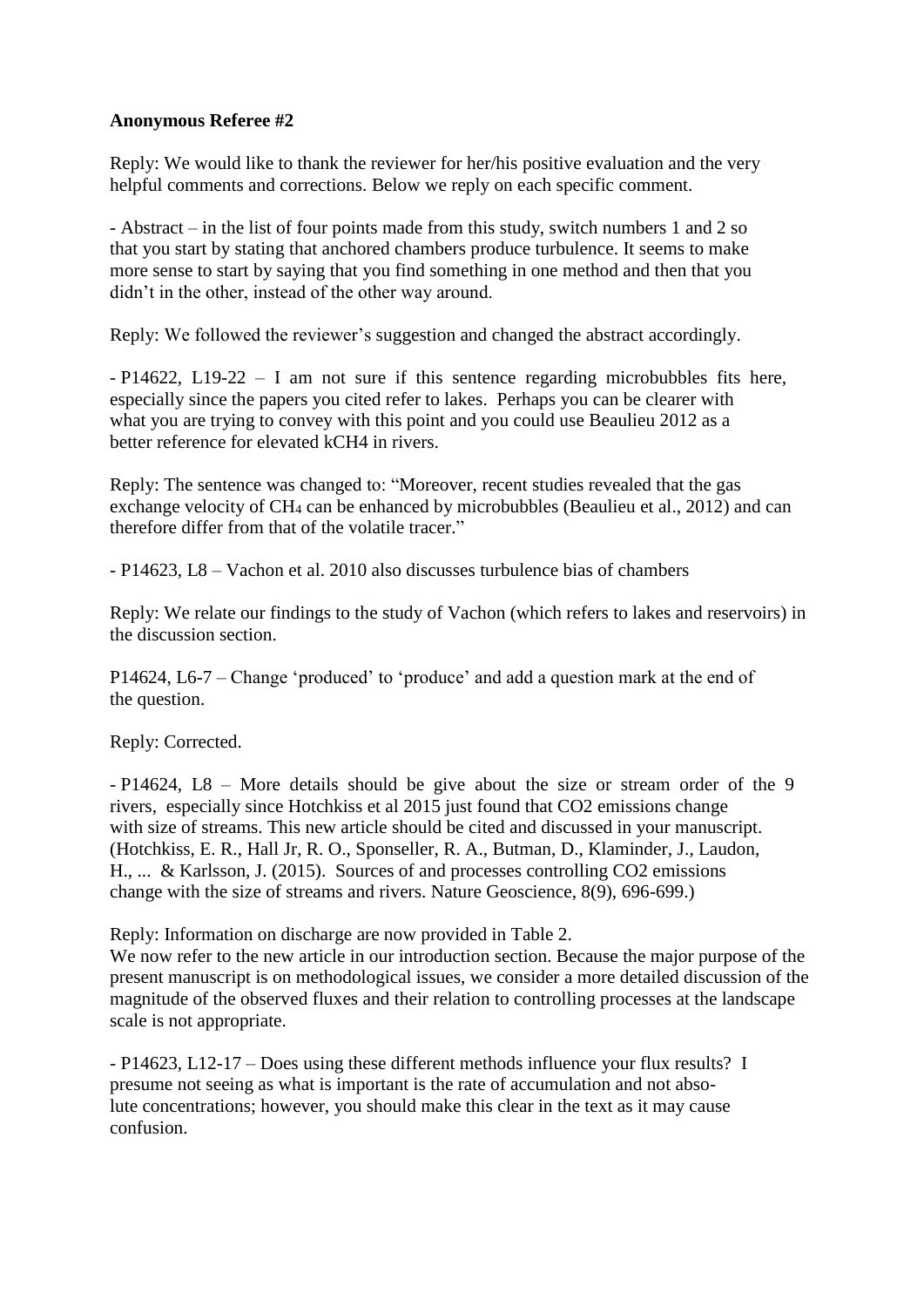**Anonymous Referee #2**

Reply: We would like to thank the reviewer for her/his positive evaluation and the very helpful comments and corrections. Below we reply on each specific comment.

- Abstract – in the list of four points made from this study, switch numbers 1 and 2 so that you start by stating that anchored chambers produce turbulence. It seems to make more sense to start by saying that you find something in one method and then that you didn't in the other, instead of the other way around.

Reply: We followed the reviewer's suggestion and changed the abstract accordingly.

- P14622, L19-22 – I am not sure if this sentence regarding microbubbles fits here, especially since the papers you cited refer to lakes. Perhaps you can be clearer with what you are trying to convey with this point and you could use Beaulieu 2012 as a better reference for elevated kCH4 in rivers.

Reply: The sentence was changed to: "Moreover, recent studies revealed that the gas exchange velocity of $CH_4$ can be enhanced by microbubbles (Beaulieu et al., 2012) and can therefore differ from that of the volatile tracer."

- P14623, L8 – Vachon et al. 2010 also discusses turbulence bias of chambers

Reply: We relate our findings to the study of Vachon (which refers to lakes and reservoirs) in the discussion section.

P14624, L6-7 – Change 'produced' to 'produce' and add a question mark at the end of the question.

Reply: Corrected.

- P14624, L8 – More details should be give about the size or stream order of the 9 rivers, especially since Hotchkiss et al 2015 just found that CO2 emissions change with size of streams. This new article should be cited and discussed in your manuscript. (Hotchkiss, E. R., Hall Jr, R. O., Sponseller, R. A., Butman, D., Klaminder, J., Laudon, H., ... & Karlsson, J. (2015). Sources of and processes controlling CO2 emissions change with the size of streams and rivers. Nature Geoscience, 8(9), 696-699.)

Reply: Information on discharge are now provided in Table 2.
We now refer to the new article in our introduction section. Because the major purpose of the present manuscript is on methodological issues, we consider a more detailed discussion of the magnitude of the observed fluxes and their relation to controlling processes at the landscape scale is not appropriate.

- P14623, L12-17 – Does using these different methods influence your flux results? I presume not seeing as what is important is the rate of accumulation and not absolute concentrations; however, you should make this clear in the text as it may cause confusion.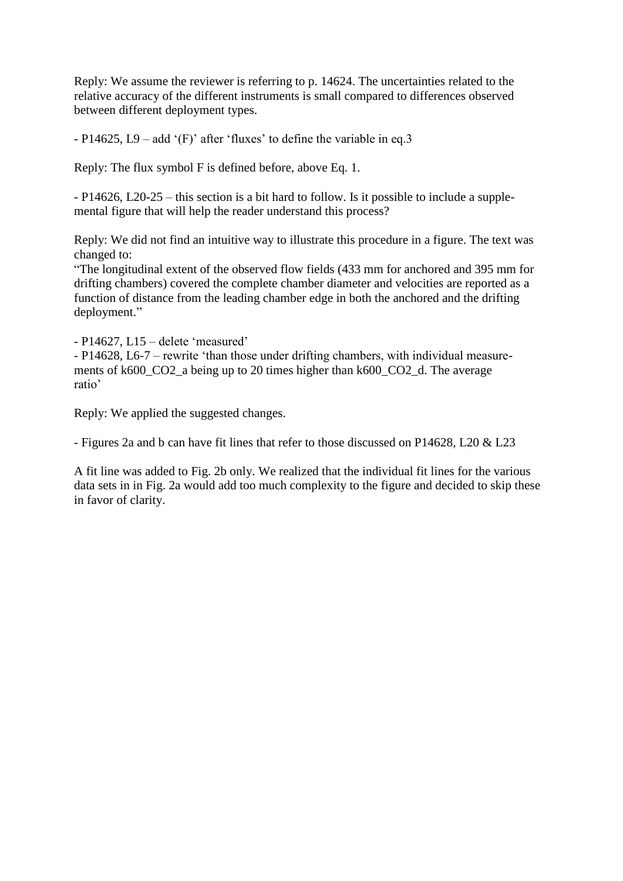Reply: We assume the reviewer is referring to p. 14624. The uncertainties related to the relative accuracy of the different instruments is small compared to differences observed between different deployment types.

- P14625, L9 – add '(F)' after 'fluxes' to define the variable in eq.3

Reply: The flux symbol F is defined before, above Eq. 1.

- P14626, L20-25 – this section is a bit hard to follow. Is it possible to include a supplemental figure that will help the reader understand this process?

Reply: We did not find an intuitive way to illustrate this procedure in a figure. The text was changed to:
"The longitudinal extent of the observed flow fields (433 mm for anchored and 395 mm for drifting chambers) covered the complete chamber diameter and velocities are reported as a function of distance from the leading chamber edge in both the anchored and the drifting deployment."

- P14627, L15 – delete 'measured'
- P14628, L6-7 – rewrite 'than those under drifting chambers, with individual measurements of $k_{600\_CO_2\_a}$ being up to 20 times higher than $k_{600\_CO_2\_d}$. The average ratio'

Reply: We applied the suggested changes.

- Figures 2a and b can have fit lines that refer to those discussed on P14628, L20 & L23

A fit line was added to Fig. 2b only. We realized that the individual fit lines for the various data sets in in Fig. 2a would add too much complexity to the figure and decided to skip these in favor of clarity.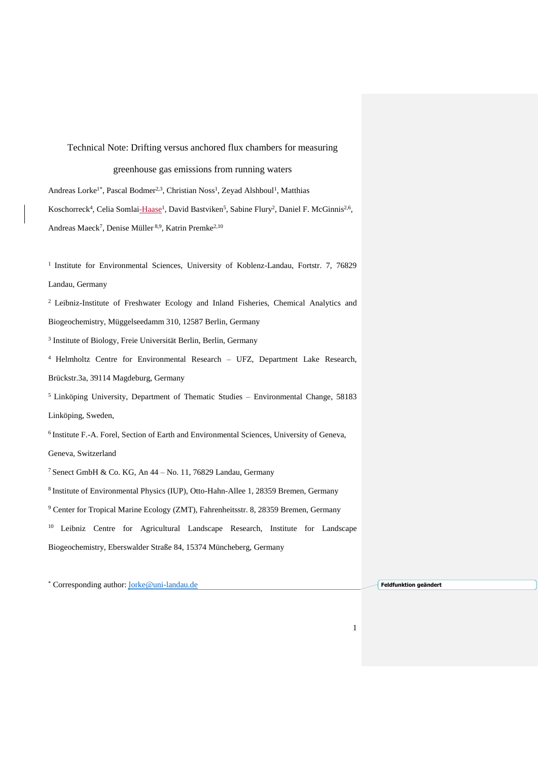Technical Note: Drifting versus anchored flux chambers for measuring greenhouse gas emissions from running waters

Andreas Lorke[1*], Pascal Bodmer[2,3], Christian Noss[1], Zeyad Alshboul[1], Matthias Koschorreck[4], Celia Somlai-Haase[1], David Bastviken[5], Sabine Flury[2], Daniel F. McGinnis[2,6], Andreas Maeck[7], Denise Müller[8,9], Katrin Premke[2,10]

[1] Institute for Environmental Sciences, University of Koblenz-Landau, Fortstr. 7, 76829 Landau, Germany

[2] Leibniz-Institute of Freshwater Ecology and Inland Fisheries, Chemical Analytics and Biogeochemistry, Müggelseedamm 310, 12587 Berlin, Germany

[3] Institute of Biology, Freie Universität Berlin, Berlin, Germany

[4] Helmholtz Centre for Environmental Research – UFZ, Department Lake Research, Brückstr.3a, 39114 Magdeburg, Germany

[5] Linköping University, Department of Thematic Studies – Environmental Change, 58183 Linköping, Sweden,

[6] Institute F.-A. Forel, Section of Earth and Environmental Sciences, University of Geneva, Geneva, Switzerland

[7] Senect GmbH & Co. KG, An 44 – No. 11, 76829 Landau, Germany

[8] Institute of Environmental Physics (IUP), Otto-Hahn-Allee 1, 28359 Bremen, Germany

[9] Center for Tropical Marine Ecology (ZMT), Fahrenheitsstr. 8, 28359 Bremen, Germany

[10] Leibniz Centre for Agricultural Landscape Research, Institute for Landscape Biogeochemistry, Eberswalder Straße 84, 15374 Müncheberg, Germany

[*] Corresponding author: lorke@uni-landau.de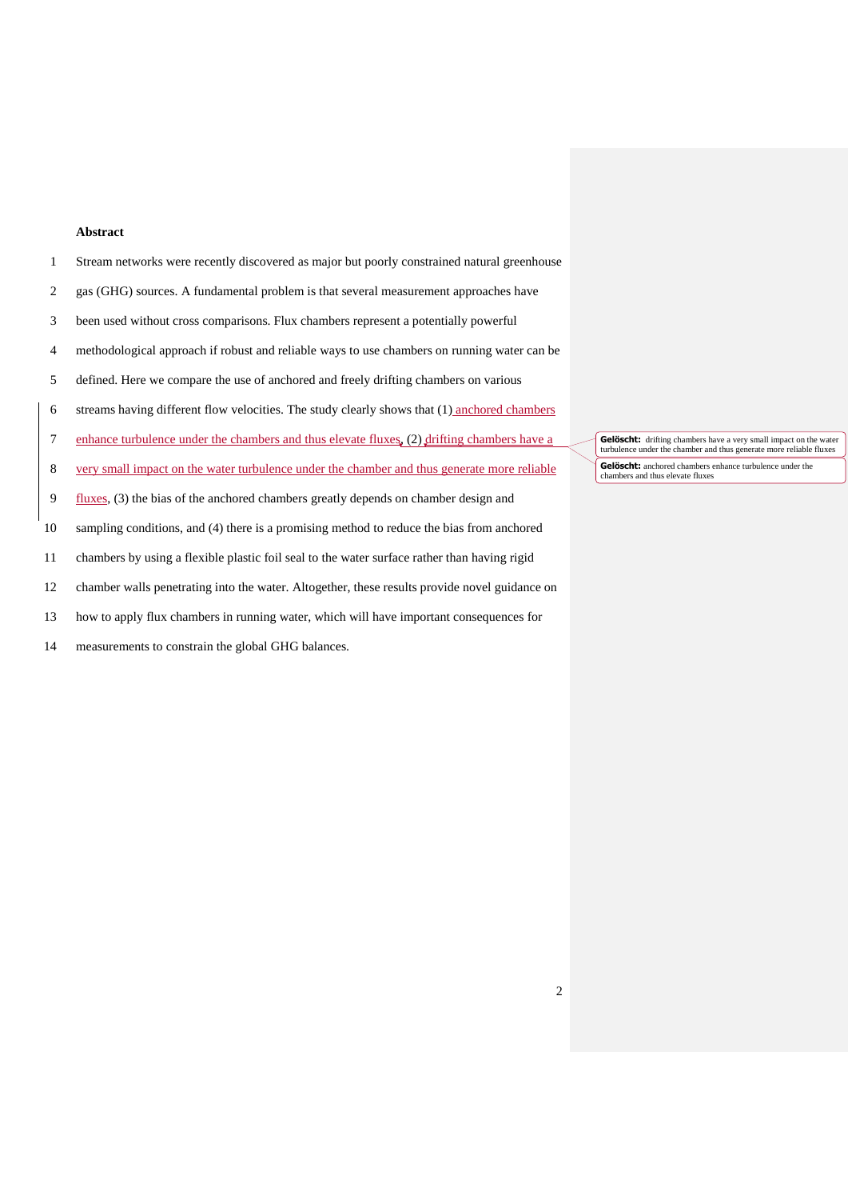**Abstract**

Stream networks were recently discovered as major but poorly constrained natural greenhouse gas (GHG) sources. A fundamental problem is that several measurement approaches have been used without cross comparisons. Flux chambers represent a potentially powerful methodological approach if robust and reliable ways to use chambers on running water can be defined. Here we compare the use of anchored and freely drifting chambers on various streams having different flow velocities. The study clearly shows that (1) anchored chambers enhance turbulence under the chambers and thus elevate fluxes, (2) drifting chambers have a very small impact on the water turbulence under the chamber and thus generate more reliable fluxes, (3) the bias of the anchored chambers greatly depends on chamber design and sampling conditions, and (4) there is a promising method to reduce the bias from anchored chambers by using a flexible plastic foil seal to the water surface rather than having rigid chamber walls penetrating into the water. Altogether, these results provide novel guidance on how to apply flux chambers in running water, which will have important consequences for measurements to constrain the global GHG balances.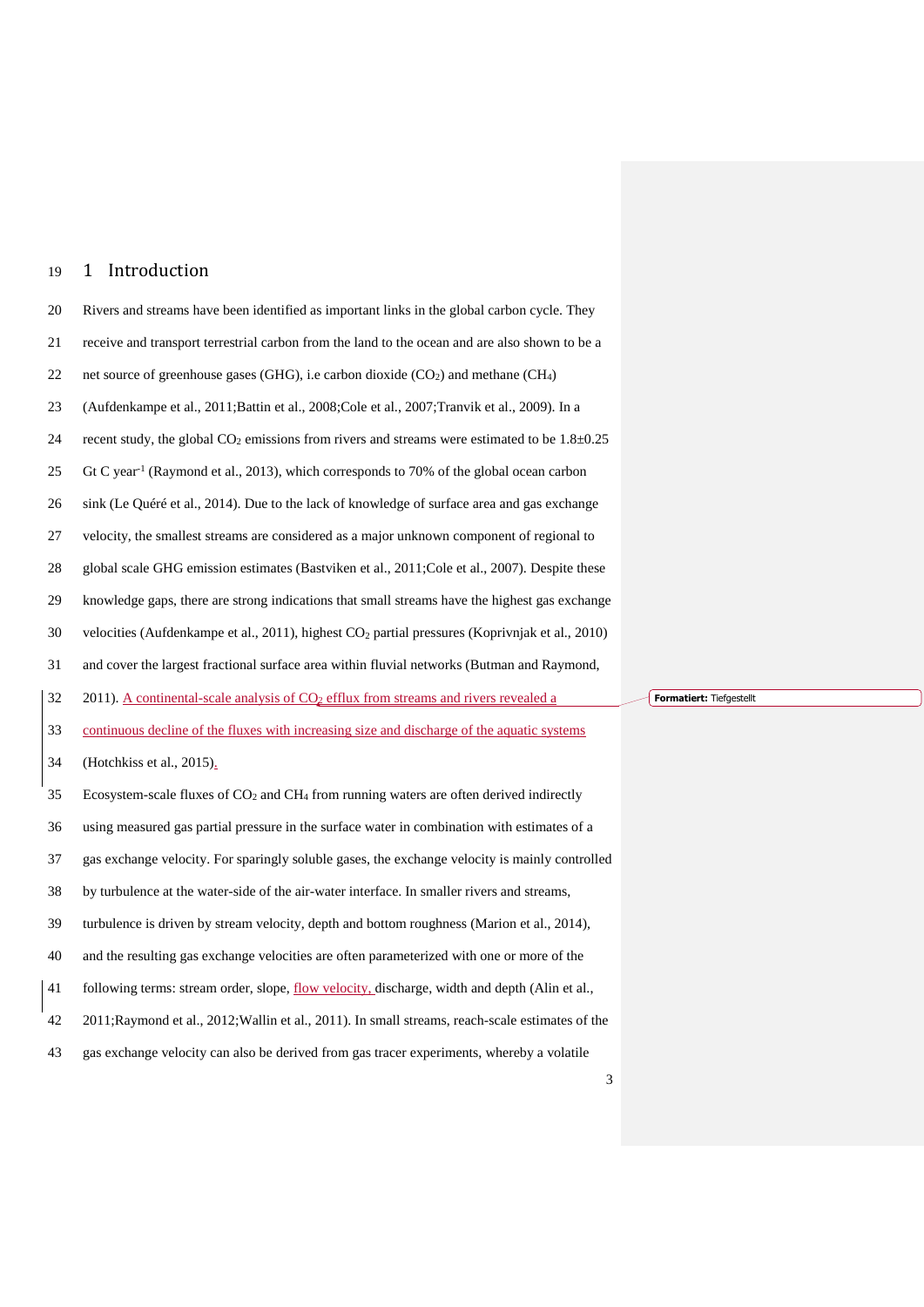# 1 Introduction

Rivers and streams have been identified as important links in the global carbon cycle. They receive and transport terrestrial carbon from the land to the ocean and are also shown to be a net source of greenhouse gases (GHG), i.e carbon dioxide ($CO_2$) and methane ($CH_4$) (Aufdenkampe et al., 2011;Battin et al., 2008;Cole et al., 2007;Tranvik et al., 2009). In a recent study, the global $CO_2$ emissions from rivers and streams were estimated to be 1.8±0.25 Gt C year$^{-1}$ (Raymond et al., 2013), which corresponds to 70% of the global ocean carbon sink (Le Quéré et al., 2014). Due to the lack of knowledge of surface area and gas exchange velocity, the smallest streams are considered as a major unknown component of regional to global scale GHG emission estimates (Bastviken et al., 2011;Cole et al., 2007). Despite these knowledge gaps, there are strong indications that small streams have the highest gas exchange velocities (Aufdenkampe et al., 2011), highest $CO_2$ partial pressures (Koprivnjak et al., 2010) and cover the largest fractional surface area within fluvial networks (Butman and Raymond, 2011). A continental-scale analysis of $CO_2$ efflux from streams and rivers revealed a continuous decline of the fluxes with increasing size and discharge of the aquatic systems (Hotchkiss et al., 2015).

Ecosystem-scale fluxes of $CO_2$ and $CH_4$ from running waters are often derived indirectly using measured gas partial pressure in the surface water in combination with estimates of a gas exchange velocity. For sparingly soluble gases, the exchange velocity is mainly controlled by turbulence at the water-side of the air-water interface. In smaller rivers and streams, turbulence is driven by stream velocity, depth and bottom roughness (Marion et al., 2014), and the resulting gas exchange velocities are often parameterized with one or more of the following terms: stream order, slope, flow velocity, discharge, width and depth (Alin et al., 2011;Raymond et al., 2012;Wallin et al., 2011). In small streams, reach-scale estimates of the gas exchange velocity can also be derived from gas tracer experiments, whereby a volatile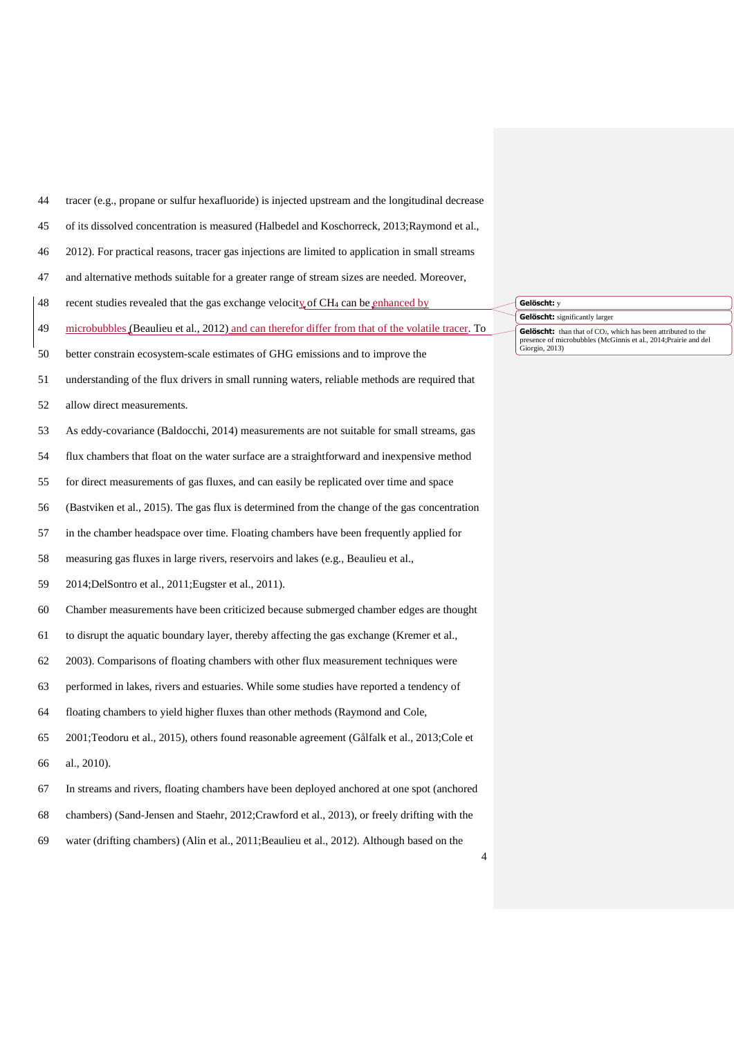tracer (e.g., propane or sulfur hexafluoride) is injected upstream and the longitudinal decrease of its dissolved concentration is measured (Halbedel and Koschorreck, 2013;Raymond et al., 2012). For practical reasons, tracer gas injections are limited to application in small streams and alternative methods suitable for a greater range of stream sizes are needed. Moreover, recent studies revealed that the gas exchange velocity of $CH_4$ can be enhanced by microbubbles (Beaulieu et al., 2012) and can therefor differ from that of the volatile tracer. To better constrain ecosystem-scale estimates of GHG emissions and to improve the understanding of the flux drivers in small running waters, reliable methods are required that allow direct measurements.

As eddy-covariance (Baldocchi, 2014) measurements are not suitable for small streams, gas flux chambers that float on the water surface are a straightforward and inexpensive method for direct measurements of gas fluxes, and can easily be replicated over time and space (Bastviken et al., 2015). The gas flux is determined from the change of the gas concentration in the chamber headspace over time. Floating chambers have been frequently applied for measuring gas fluxes in large rivers, reservoirs and lakes (e.g., Beaulieu et al., 2014;DelSontro et al., 2011;Eugster et al., 2011).

Chamber measurements have been criticized because submerged chamber edges are thought to disrupt the aquatic boundary layer, thereby affecting the gas exchange (Kremer et al., 2003). Comparisons of floating chambers with other flux measurement techniques were performed in lakes, rivers and estuaries. While some studies have reported a tendency of floating chambers to yield higher fluxes than other methods (Raymond and Cole, 2001;Teodoru et al., 2015), others found reasonable agreement (Gålfalk et al., 2013;Cole et al., 2010).

In streams and rivers, floating chambers have been deployed anchored at one spot (anchored chambers) (Sand-Jensen and Staehr, 2012;Crawford et al., 2013), or freely drifting with the water (drifting chambers) (Alin et al., 2011;Beaulieu et al., 2012). Although based on the

**Gelöscht:** y

**Gelöscht:** significantly larger

**Gelöscht:** than that of $CO_2$, which has been attributed to the presence of microbubbles (McGinnis et al., 2014;Prairie and del Giorgio, 2013)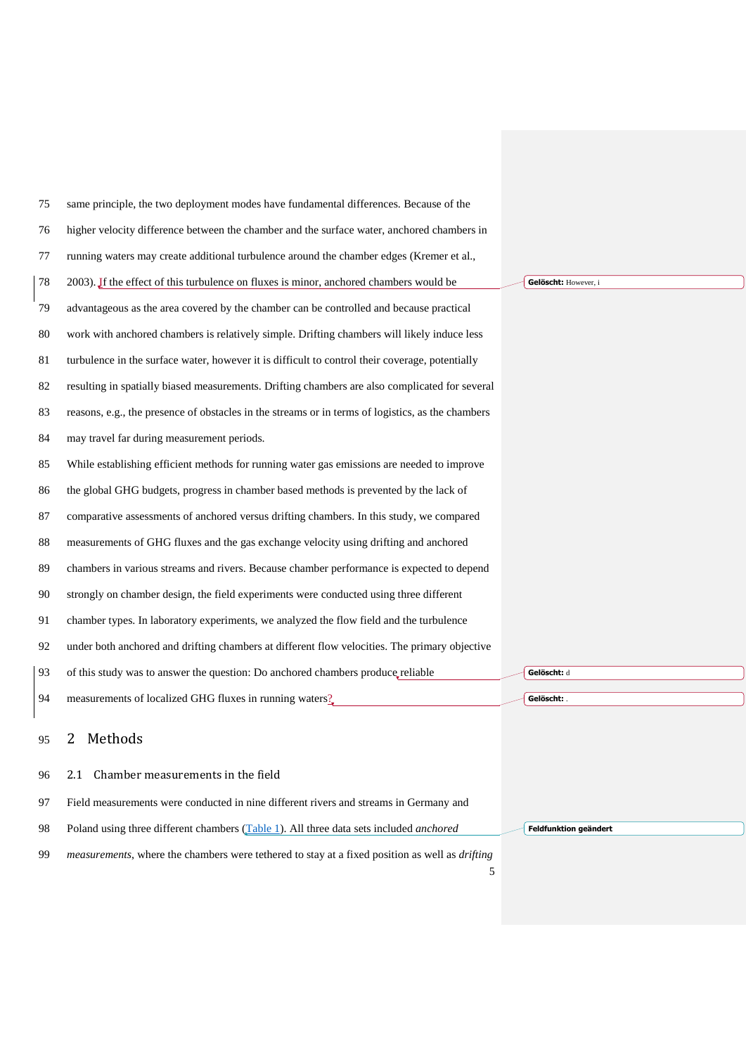same principle, the two deployment modes have fundamental differences. Because of the higher velocity difference between the chamber and the surface water, anchored chambers in running waters may create additional turbulence around the chamber edges (Kremer et al., 2003). If the effect of this turbulence on fluxes is minor, anchored chambers would be advantageous as the area covered by the chamber can be controlled and because practical work with anchored chambers is relatively simple. Drifting chambers will likely induce less turbulence in the surface water, however it is difficult to control their coverage, potentially resulting in spatially biased measurements. Drifting chambers are also complicated for several reasons, e.g., the presence of obstacles in the streams or in terms of logistics, as the chambers may travel far during measurement periods.

While establishing efficient methods for running water gas emissions are needed to improve the global GHG budgets, progress in chamber based methods is prevented by the lack of comparative assessments of anchored versus drifting chambers. In this study, we compared measurements of GHG fluxes and the gas exchange velocity using drifting and anchored chambers in various streams and rivers. Because chamber performance is expected to depend strongly on chamber design, the field experiments were conducted using three different chamber types. In laboratory experiments, we analyzed the flow field and the turbulence under both anchored and drifting chambers at different flow velocities. The primary objective of this study was to answer the question: Do anchored chambers produce reliable measurements of localized GHG fluxes in running waters?

# 2 Methods

## 2.1 Chamber measurements in the field

Field measurements were conducted in nine different rivers and streams in Germany and Poland using three different chambers (Table 1). All three data sets included *anchored measurements*, where the chambers were tethered to stay at a fixed position as well as *drifting*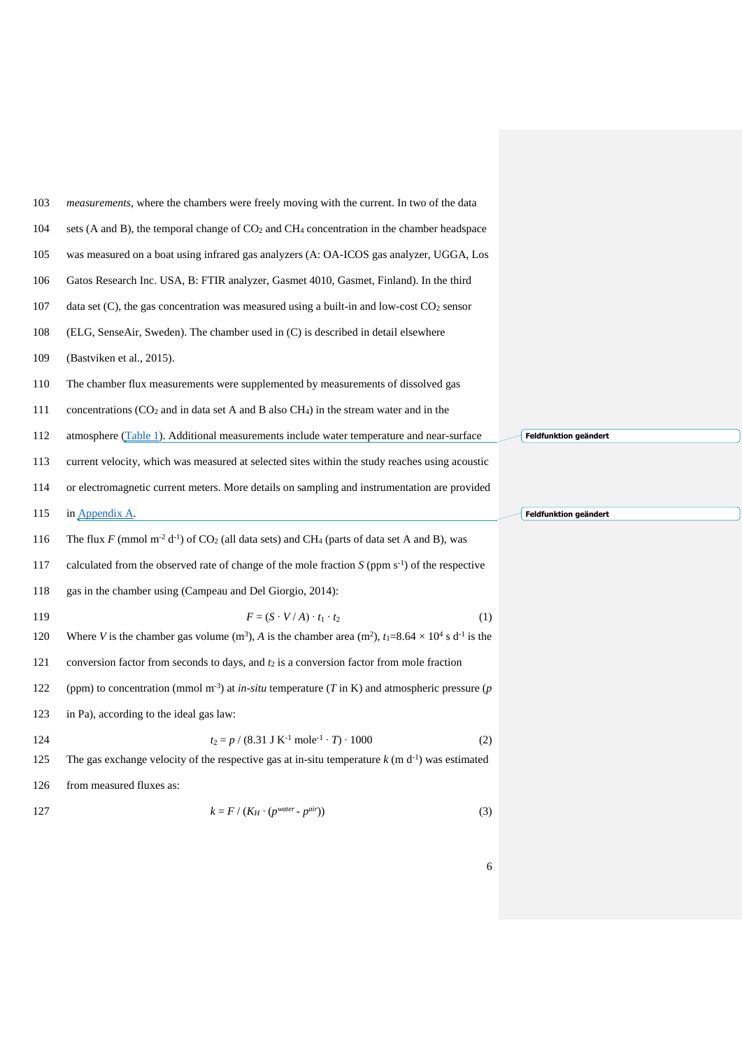*measurements*, where the chambers were freely moving with the current. In two of the data sets (A and B), the temporal change of $CO_2$ and $CH_4$ concentration in the chamber headspace was measured on a boat using infrared gas analyzers (A: OA-ICOS gas analyzer, UGGA, Los Gatos Research Inc. USA, B: FTIR analyzer, Gasmet 4010, Gasmet, Finland). In the third data set (C), the gas concentration was measured using a built-in and low-cost $CO_2$ sensor (ELG, SenseAir, Sweden). The chamber used in (C) is described in detail elsewhere (Bastviken et al., 2015).

The chamber flux measurements were supplemented by measurements of dissolved gas concentrations ($CO_2$ and in data set A and B also $CH_4$) in the stream water and in the atmosphere (Table 1). Additional measurements include water temperature and near-surface current velocity, which was measured at selected sites within the study reaches using acoustic or electromagnetic current meters. More details on sampling and instrumentation are provided in Appendix A.

The flux $F$ (mmol m$^{-2}$ d$^{-1}$) of $CO_2$ (all data sets) and $CH_4$ (parts of data set A and B), was calculated from the observed rate of change of the mole fraction $S$ (ppm s$^{-1}$) of the respective gas in the chamber using (Campeau and Del Giorgio, 2014):

$$F = (S \cdot V / A) \cdot t_1 \cdot t_2 \quad (1)$$

Where $V$ is the chamber gas volume (m$^3$), $A$ is the chamber area (m$^2$), $t_1$=8.64 × 10$^4$ s d$^{-1}$ is the conversion factor from seconds to days, and $t_2$ is a conversion factor from mole fraction (ppm) to concentration (mmol m$^{-3}$) at *in-situ* temperature ($T$ in K) and atmospheric pressure ($p$ in Pa), according to the ideal gas law:

$$t_2 = p / (8.31 \text{ J K}^{-1} \text{ mole}^{-1} \cdot T) \cdot 1000 \quad (2)$$

The gas exchange velocity of the respective gas at in-situ temperature $k$ (m d$^{-1}$) was estimated from measured fluxes as:

$$k = F / (K_H \cdot (p^{water} - p^{air})) \quad (3)$$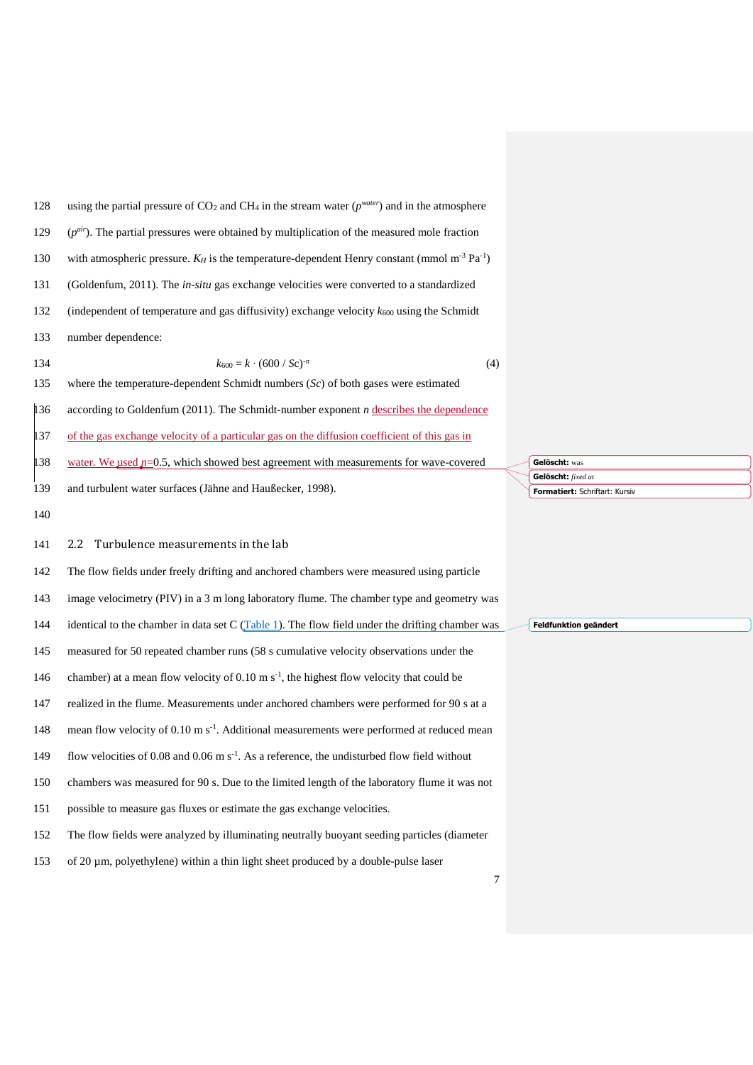using the partial pressure of $CO_2$ and $CH_4$ in the stream water ($p^{water}$) and in the atmosphere ($p^{air}$). The partial pressures were obtained by multiplication of the measured mole fraction with atmospheric pressure. $K_H$ is the temperature-dependent Henry constant (mmol m$^{-3}$ Pa$^{-1}$) (Goldenfum, 2011). The *in-situ* gas exchange velocities were converted to a standardized (independent of temperature and gas diffusivity) exchange velocity $k_{600}$ using the Schmidt number dependence:

$$k_{600} = k \cdot (600 / Sc)^{-n} \tag{4}$$

where the temperature-dependent Schmidt numbers ($Sc$) of both gases were estimated according to Goldenfum (2011). The Schmidt-number exponent $n$ describes the dependence of the gas exchange velocity of a particular gas on the diffusion coefficient of this gas in water. We used $n$=0.5, which showed best agreement with measurements for wave-covered and turbulent water surfaces (Jähne and Haußecker, 1998).

## 2.2 Turbulence measurements in the lab

The flow fields under freely drifting and anchored chambers were measured using particle image velocimetry (PIV) in a 3 m long laboratory flume. The chamber type and geometry was identical to the chamber in data set C (Table 1). The flow field under the drifting chamber was measured for 50 repeated chamber runs (58 s cumulative velocity observations under the chamber) at a mean flow velocity of 0.10 m s$^{-1}$, the highest flow velocity that could be realized in the flume. Measurements under anchored chambers were performed for 90 s at a mean flow velocity of 0.10 m s$^{-1}$. Additional measurements were performed at reduced mean flow velocities of 0.08 and 0.06 m s$^{-1}$. As a reference, the undisturbed flow field without chambers was measured for 90 s. Due to the limited length of the laboratory flume it was not possible to measure gas fluxes or estimate the gas exchange velocities.

The flow fields were analyzed by illuminating neutrally buoyant seeding particles (diameter of 20 µm, polyethylene) within a thin light sheet produced by a double-pulse laser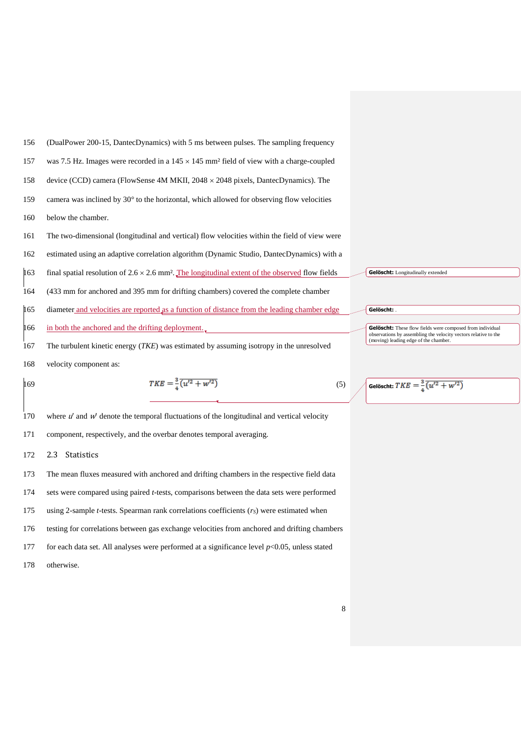(DualPower 200-15, DantecDynamics) with 5 ms between pulses. The sampling frequency was 7.5 Hz. Images were recorded in a 145 × 145 mm² field of view with a charge-coupled device (CCD) camera (FlowSense 4M MKII, 2048 × 2048 pixels, DantecDynamics). The camera was inclined by 30° to the horizontal, which allowed for observing flow velocities below the chamber.

The two-dimensional (longitudinal and vertical) flow velocities within the field of view were estimated using an adaptive correlation algorithm (Dynamic Studio, DantecDynamics) with a final spatial resolution of 2.6 × 2.6 mm². The longitudinal extent of the observed flow fields (433 mm for anchored and 395 mm for drifting chambers) covered the complete chamber diameter and velocities are reported as a function of distance from the leading chamber edge in both the anchored and the drifting deployment.

The turbulent kinetic energy (*TKE*) was estimated by assuming isotropy in the unresolved velocity component as:

$$TKE = \frac{3}{4}\overline{(u'^2 + w'^2)} \tag{5}$$

where $u'$ and $w'$ denote the temporal fluctuations of the longitudinal and vertical velocity component, respectively, and the overbar denotes temporal averaging.

## 2.3 Statistics

The mean fluxes measured with anchored and drifting chambers in the respective field data sets were compared using paired *t*-tests, comparisons between the data sets were performed using 2-sample *t*-tests. Spearman rank correlations coefficients ($r_S$) were estimated when testing for correlations between gas exchange velocities from anchored and drifting chambers for each data set. All analyses were performed at a significance level $p$<0.05, unless stated otherwise.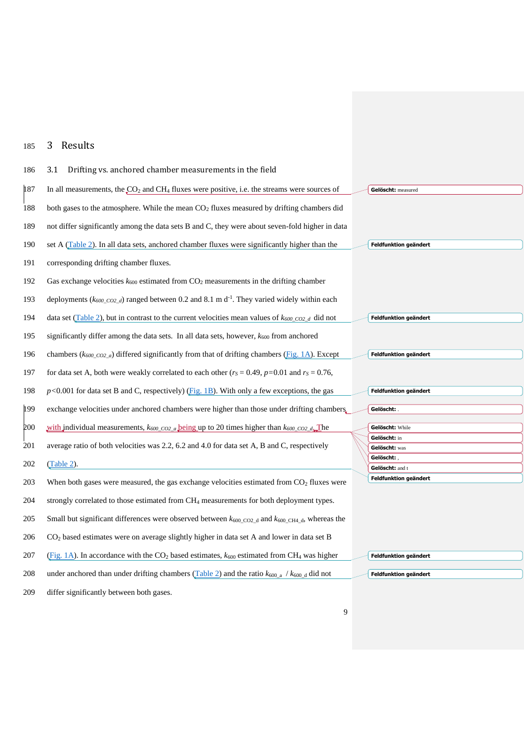# 3 Results

## 3.1 Drifting vs. anchored chamber measurements in the field

In all measurements, the $CO_2$ and $CH_4$ fluxes were positive, i.e. the streams were sources of both gases to the atmosphere. While the mean $CO_2$ fluxes measured by drifting chambers did not differ significantly among the data sets B and C, they were about seven-fold higher in data set A (Table 2). In all data sets, anchored chamber fluxes were significantly higher than the corresponding drifting chamber fluxes.

Gas exchange velocities $k_{600}$ estimated from $CO_2$ measurements in the drifting chamber deployments ($k_{600\_CO2\_d}$) ranged between 0.2 and 8.1 m d$^{-1}$. They varied widely within each data set (Table 2), but in contrast to the current velocities mean values of $k_{600\_CO2\_d}$ did not significantly differ among the data sets. In all data sets, however, $k_{600}$ from anchored chambers ($k_{600\_CO2\_a}$) differed significantly from that of drifting chambers (Fig. 1A). Except for data set A, both were weakly correlated to each other ($r_S = 0.49$, $p=0.01$ and $r_S = 0.76$, $p<0.001$ for data set B and C, respectively) (Fig. 1B). With only a few exceptions, the gas exchange velocities under anchored chambers were higher than those under drifting chambers with individual measurements, $k_{600\_CO2\_a}$ being up to 20 times higher than $k_{600\_CO2\_d}$. The average ratio of both velocities was 2.2, 6.2 and 4.0 for data set A, B and C, respectively (Table 2).

When both gases were measured, the gas exchange velocities estimated from $CO_2$ fluxes were strongly correlated to those estimated from $CH_4$ measurements for both deployment types. Small but significant differences were observed between $k_{600\_CO2\_d}$ and $k_{600\_CH4\_d}$, whereas the $CO_2$ based estimates were on average slightly higher in data set A and lower in data set B (Fig. 1A). In accordance with the $CO_2$ based estimates, $k_{600}$ estimated from $CH_4$ was higher under anchored than under drifting chambers (Table 2) and the ratio $k_{600\_a}$ / $k_{600\_d}$ did not differ significantly between both gases.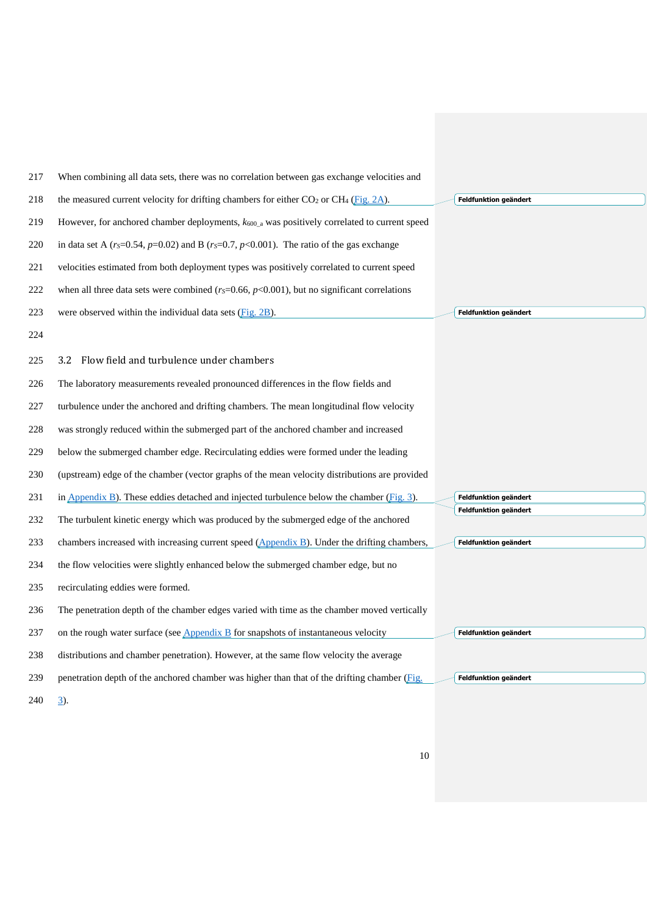When combining all data sets, there was no correlation between gas exchange velocities and the measured current velocity for drifting chambers for either $CO_2$ or $CH_4$ (Fig. 2A). However, for anchored chamber deployments, $k_{600\_a}$ was positively correlated to current speed in data set A ($r_S$=0.54, $p$=0.02) and B ($r_S$=0.7, $p$<0.001). The ratio of the gas exchange velocities estimated from both deployment types was positively correlated to current speed when all three data sets were combined ($r_S$=0.66, $p$<0.001), but no significant correlations were observed within the individual data sets (Fig. 2B).

## 3.2 Flow field and turbulence under chambers

The laboratory measurements revealed pronounced differences in the flow fields and turbulence under the anchored and drifting chambers. The mean longitudinal flow velocity was strongly reduced within the submerged part of the anchored chamber and increased below the submerged chamber edge. Recirculating eddies were formed under the leading (upstream) edge of the chamber (vector graphs of the mean velocity distributions are provided in Appendix B). These eddies detached and injected turbulence below the chamber (Fig. 3). The turbulent kinetic energy which was produced by the submerged edge of the anchored chambers increased with increasing current speed (Appendix B). Under the drifting chambers, the flow velocities were slightly enhanced below the submerged chamber edge, but no recirculating eddies were formed.

The penetration depth of the chamber edges varied with time as the chamber moved vertically on the rough water surface (see Appendix B for snapshots of instantaneous velocity distributions and chamber penetration). However, at the same flow velocity the average penetration depth of the anchored chamber was higher than that of the drifting chamber (Fig. 3).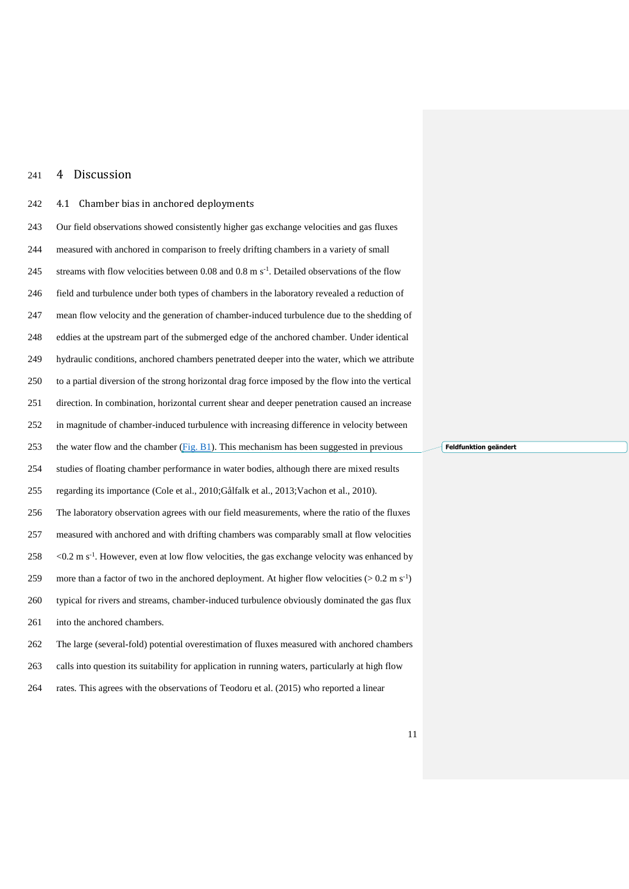# 4 Discussion

## 4.1 Chamber bias in anchored deployments

Our field observations showed consistently higher gas exchange velocities and gas fluxes measured with anchored in comparison to freely drifting chambers in a variety of small streams with flow velocities between 0.08 and 0.8 m $s^{-1}$. Detailed observations of the flow field and turbulence under both types of chambers in the laboratory revealed a reduction of mean flow velocity and the generation of chamber-induced turbulence due to the shedding of eddies at the upstream part of the submerged edge of the anchored chamber. Under identical hydraulic conditions, anchored chambers penetrated deeper into the water, which we attribute to a partial diversion of the strong horizontal drag force imposed by the flow into the vertical direction. In combination, horizontal current shear and deeper penetration caused an increase in magnitude of chamber-induced turbulence with increasing difference in velocity between the water flow and the chamber (Fig. B1). This mechanism has been suggested in previous studies of floating chamber performance in water bodies, although there are mixed results regarding its importance (Cole et al., 2010;Gålfalk et al., 2013;Vachon et al., 2010).

The laboratory observation agrees with our field measurements, where the ratio of the fluxes measured with anchored and with drifting chambers was comparably small at flow velocities <0.2 m $s^{-1}$. However, even at low flow velocities, the gas exchange velocity was enhanced by more than a factor of two in the anchored deployment. At higher flow velocities (> 0.2 m $s^{-1}$) typical for rivers and streams, chamber-induced turbulence obviously dominated the gas flux into the anchored chambers.

The large (several-fold) potential overestimation of fluxes measured with anchored chambers calls into question its suitability for application in running waters, particularly at high flow rates. This agrees with the observations of Teodoru et al. (2015) who reported a linear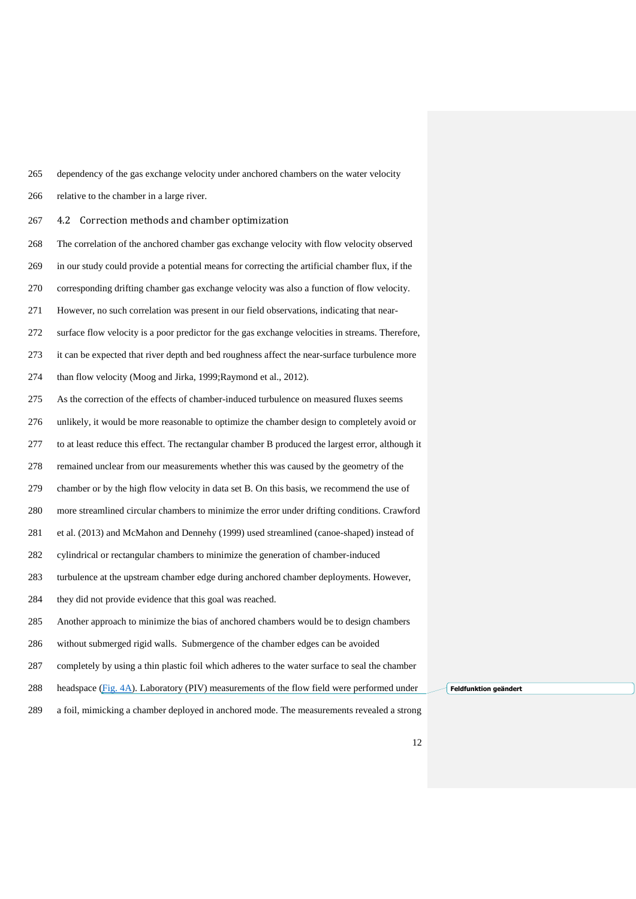dependency of the gas exchange velocity under anchored chambers on the water velocity relative to the chamber in a large river.

## 4.2 Correction methods and chamber optimization

The correlation of the anchored chamber gas exchange velocity with flow velocity observed in our study could provide a potential means for correcting the artificial chamber flux, if the corresponding drifting chamber gas exchange velocity was also a function of flow velocity. However, no such correlation was present in our field observations, indicating that near-surface flow velocity is a poor predictor for the gas exchange velocities in streams. Therefore, it can be expected that river depth and bed roughness affect the near-surface turbulence more than flow velocity (Moog and Jirka, 1999;Raymond et al., 2012).

As the correction of the effects of chamber-induced turbulence on measured fluxes seems unlikely, it would be more reasonable to optimize the chamber design to completely avoid or to at least reduce this effect. The rectangular chamber B produced the largest error, although it remained unclear from our measurements whether this was caused by the geometry of the chamber or by the high flow velocity in data set B. On this basis, we recommend the use of more streamlined circular chambers to minimize the error under drifting conditions. Crawford et al. (2013) and McMahon and Dennehy (1999) used streamlined (canoe-shaped) instead of cylindrical or rectangular chambers to minimize the generation of chamber-induced turbulence at the upstream chamber edge during anchored chamber deployments. However, they did not provide evidence that this goal was reached.

Another approach to minimize the bias of anchored chambers would be to design chambers without submerged rigid walls. Submergence of the chamber edges can be avoided completely by using a thin plastic foil which adheres to the water surface to seal the chamber headspace (Fig. 4A). Laboratory (PIV) measurements of the flow field were performed under a foil, mimicking a chamber deployed in anchored mode. The measurements revealed a strong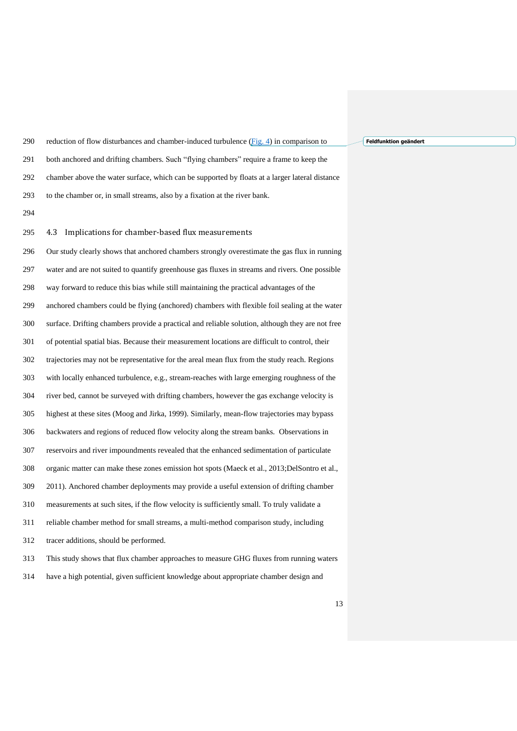reduction of flow disturbances and chamber-induced turbulence (Fig. 4) in comparison to both anchored and drifting chambers. Such "flying chambers" require a frame to keep the chamber above the water surface, which can be supported by floats at a larger lateral distance to the chamber or, in small streams, also by a fixation at the river bank.

## 4.3 Implications for chamber-based flux measurements

Our study clearly shows that anchored chambers strongly overestimate the gas flux in running water and are not suited to quantify greenhouse gas fluxes in streams and rivers. One possible way forward to reduce this bias while still maintaining the practical advantages of the anchored chambers could be flying (anchored) chambers with flexible foil sealing at the water surface. Drifting chambers provide a practical and reliable solution, although they are not free of potential spatial bias. Because their measurement locations are difficult to control, their trajectories may not be representative for the areal mean flux from the study reach. Regions with locally enhanced turbulence, e.g., stream-reaches with large emerging roughness of the river bed, cannot be surveyed with drifting chambers, however the gas exchange velocity is highest at these sites (Moog and Jirka, 1999). Similarly, mean-flow trajectories may bypass backwaters and regions of reduced flow velocity along the stream banks. Observations in reservoirs and river impoundments revealed that the enhanced sedimentation of particulate organic matter can make these zones emission hot spots (Maeck et al., 2013;DelSontro et al., 2011). Anchored chamber deployments may provide a useful extension of drifting chamber measurements at such sites, if the flow velocity is sufficiently small. To truly validate a reliable chamber method for small streams, a multi-method comparison study, including tracer additions, should be performed.

This study shows that flux chamber approaches to measure GHG fluxes from running waters have a high potential, given sufficient knowledge about appropriate chamber design and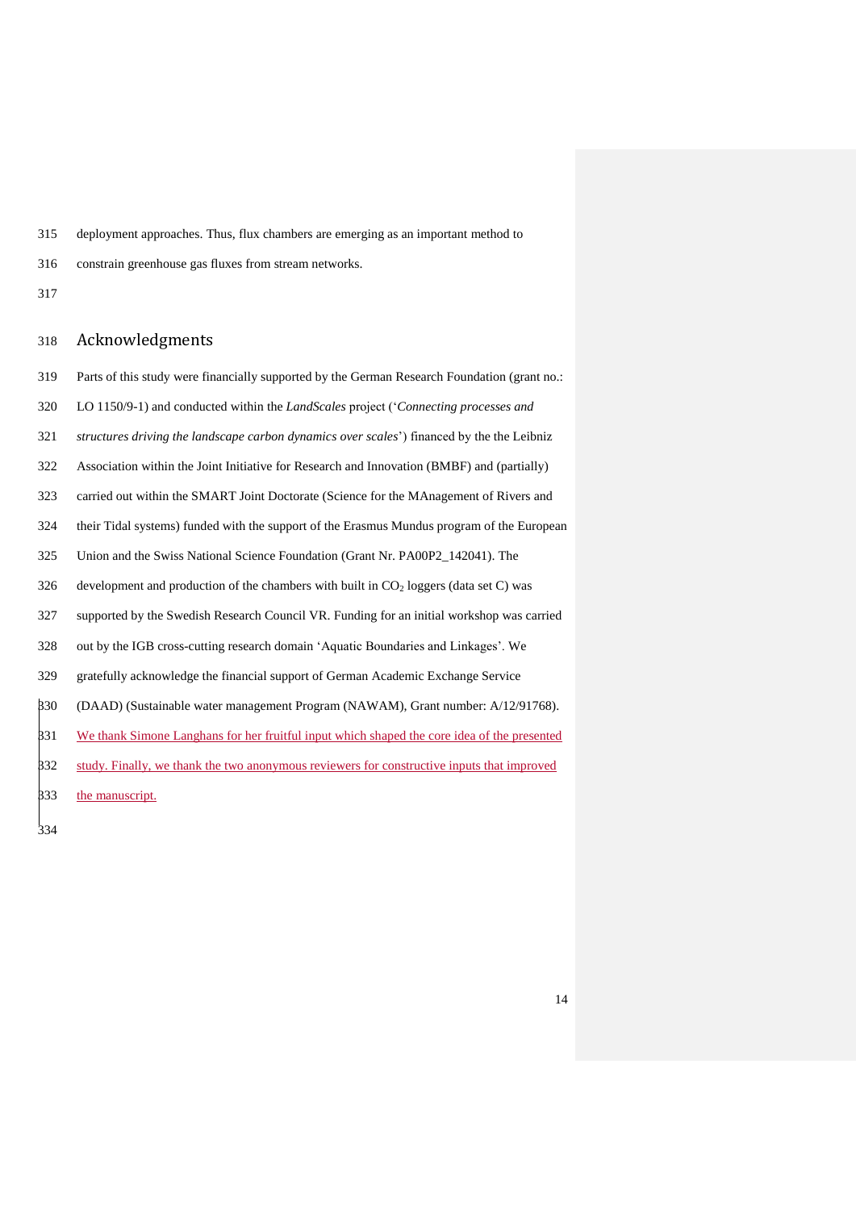deployment approaches. Thus, flux chambers are emerging as an important method to constrain greenhouse gas fluxes from stream networks.

## Acknowledgments

Parts of this study were financially supported by the German Research Foundation (grant no.: LO 1150/9-1) and conducted within the *LandScales* project ('*Connecting processes and structures driving the landscape carbon dynamics over scales*') financed by the the Leibniz Association within the Joint Initiative for Research and Innovation (BMBF) and (partially) carried out within the SMART Joint Doctorate (Science for the MAnagement of Rivers and their Tidal systems) funded with the support of the Erasmus Mundus program of the European Union and the Swiss National Science Foundation (Grant Nr. PA00P2_142041). The development and production of the chambers with built in $CO_2$ loggers (data set C) was supported by the Swedish Research Council VR. Funding for an initial workshop was carried out by the IGB cross-cutting research domain 'Aquatic Boundaries and Linkages'. We gratefully acknowledge the financial support of German Academic Exchange Service (DAAD) (Sustainable water management Program (NAWAM), Grant number: A/12/91768). We thank Simone Langhans for her fruitful input which shaped the core idea of the presented study. Finally, we thank the two anonymous reviewers for constructive inputs that improved the manuscript.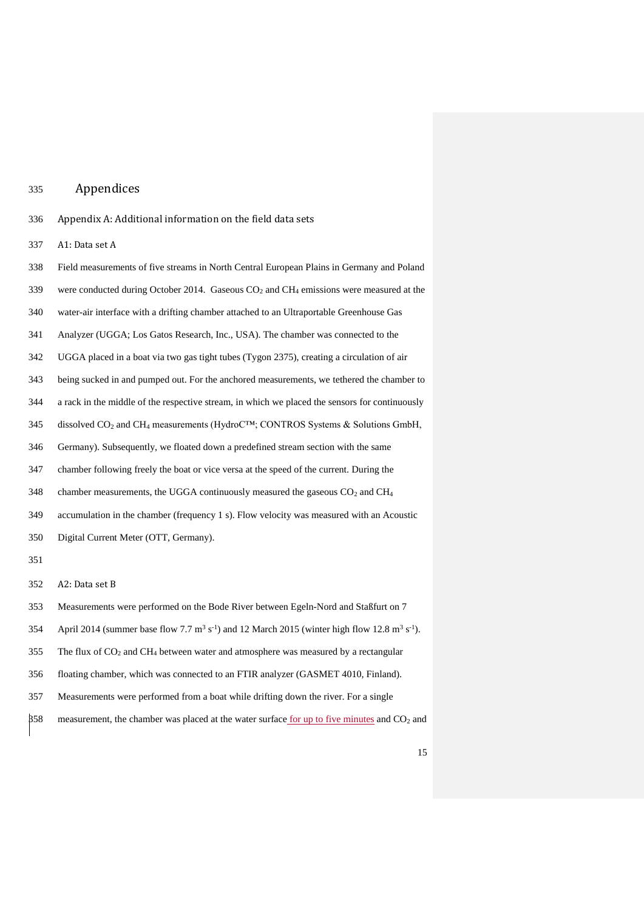# Appendices

## Appendix A: Additional information on the field data sets

### A1: Data set A

Field measurements of five streams in North Central European Plains in Germany and Poland were conducted during October 2014. Gaseous $CO_2$ and $CH_4$ emissions were measured at the water-air interface with a drifting chamber attached to an Ultraportable Greenhouse Gas Analyzer (UGGA; Los Gatos Research, Inc., USA). The chamber was connected to the UGGA placed in a boat via two gas tight tubes (Tygon 2375), creating a circulation of air being sucked in and pumped out. For the anchored measurements, we tethered the chamber to a rack in the middle of the respective stream, in which we placed the sensors for continuously dissolved $CO_2$ and $CH_4$ measurements (HydroC™; CONTROS Systems & Solutions GmbH, Germany). Subsequently, we floated down a predefined stream section with the same chamber following freely the boat or vice versa at the speed of the current. During the chamber measurements, the UGGA continuously measured the gaseous $CO_2$ and $CH_4$ accumulation in the chamber (frequency 1 s). Flow velocity was measured with an Acoustic Digital Current Meter (OTT, Germany).

### A2: Data set B

Measurements were performed on the Bode River between Egeln-Nord and Staßfurt on 7 April 2014 (summer base flow 7.7 $m^3\ s^{-1}$) and 12 March 2015 (winter high flow 12.8 $m^3\ s^{-1}$). The flux of $CO_2$ and $CH_4$ between water and atmosphere was measured by a rectangular floating chamber, which was connected to an FTIR analyzer (GASMET 4010, Finland). Measurements were performed from a boat while drifting down the river. For a single measurement, the chamber was placed at the water surface for up to five minutes and $CO_2$ and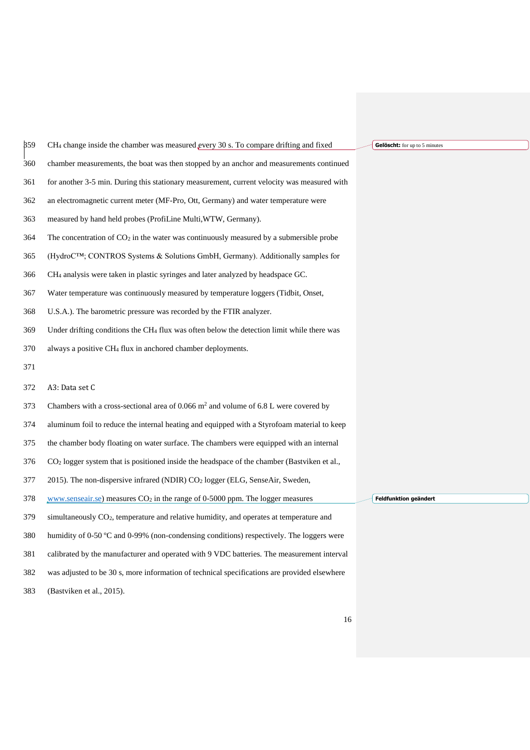$CH_4$ change inside the chamber was measured every 30 s. To compare drifting and fixed chamber measurements, the boat was then stopped by an anchor and measurements continued for another 3-5 min. During this stationary measurement, current velocity was measured with an electromagnetic current meter (MF-Pro, Ott, Germany) and water temperature were measured by hand held probes (ProfiLine Multi,WTW, Germany).

The concentration of $CO_2$ in the water was continuously measured by a submersible probe (HydroC™; CONTROS Systems & Solutions GmbH, Germany). Additionally samples for $CH_4$ analysis were taken in plastic syringes and later analyzed by headspace GC.

Water temperature was continuously measured by temperature loggers (Tidbit, Onset, U.S.A.). The barometric pressure was recorded by the FTIR analyzer.

Under drifting conditions the $CH_4$ flux was often below the detection limit while there was always a positive $CH_4$ flux in anchored chamber deployments.

A3: Data set C

Chambers with a cross-sectional area of 0.066 $m^2$ and volume of 6.8 L were covered by aluminum foil to reduce the internal heating and equipped with a Styrofoam material to keep the chamber body floating on water surface. The chambers were equipped with an internal $CO_2$ logger system that is positioned inside the headspace of the chamber (Bastviken et al., 2015). The non-dispersive infrared (NDIR) $CO_2$ logger (ELG, SenseAir, Sweden, www.senseair.se) measures $CO_2$ in the range of 0-5000 ppm. The logger measures simultaneously $CO_2$, temperature and relative humidity, and operates at temperature and humidity of 0-50 ºC and 0-99% (non-condensing conditions) respectively. The loggers were calibrated by the manufacturer and operated with 9 VDC batteries. The measurement interval was adjusted to be 30 s, more information of technical specifications are provided elsewhere (Bastviken et al., 2015).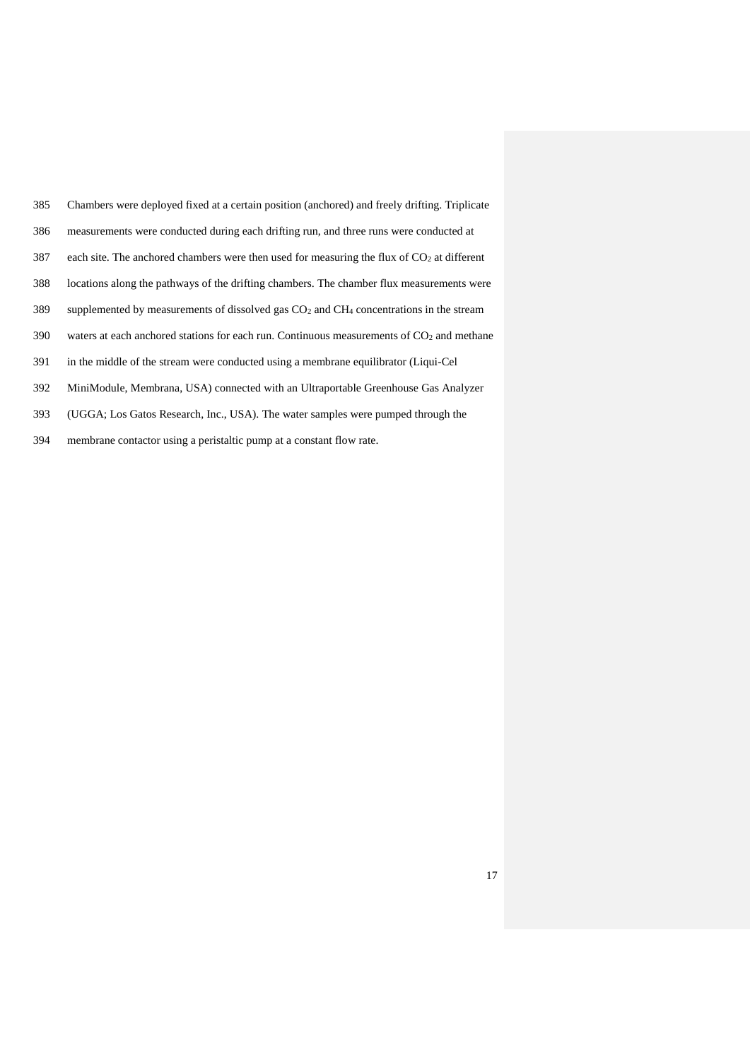Chambers were deployed fixed at a certain position (anchored) and freely drifting. Triplicate measurements were conducted during each drifting run, and three runs were conducted at each site. The anchored chambers were then used for measuring the flux of $CO_2$ at different locations along the pathways of the drifting chambers. The chamber flux measurements were supplemented by measurements of dissolved gas $CO_2$ and $CH_4$ concentrations in the stream waters at each anchored stations for each run. Continuous measurements of $CO_2$ and methane in the middle of the stream were conducted using a membrane equilibrator (Liqui-Cel MiniModule, Membrana, USA) connected with an Ultraportable Greenhouse Gas Analyzer (UGGA; Los Gatos Research, Inc., USA). The water samples were pumped through the membrane contactor using a peristaltic pump at a constant flow rate.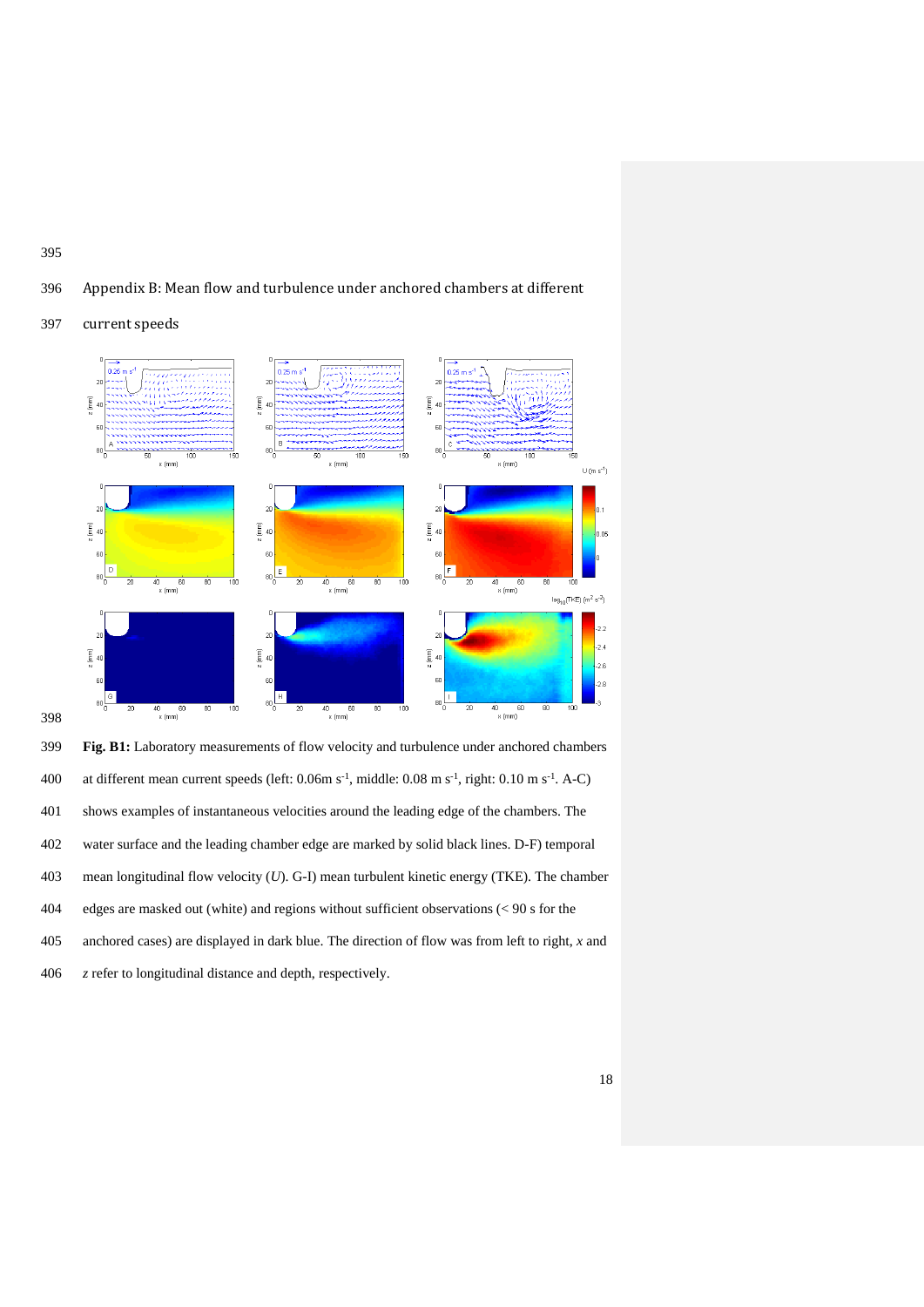## Appendix B: Mean flow and turbulence under anchored chambers at different current speeds

**Fig. B1:** Laboratory measurements of flow velocity and turbulence under anchored chambers at different mean current speeds (left: 0.06m $s^{-1}$, middle: 0.08 m $s^{-1}$, right: 0.10 m $s^{-1}$. A-C) shows examples of instantaneous velocities around the leading edge of the chambers. The water surface and the leading chamber edge are marked by solid black lines. D-F) temporal mean longitudinal flow velocity ($U$). G-I) mean turbulent kinetic energy (TKE). The chamber edges are masked out (white) and regions without sufficient observations (< 90 s for the anchored cases) are displayed in dark blue. The direction of flow was from left to right, $x$ and $z$ refer to longitudinal distance and depth, respectively.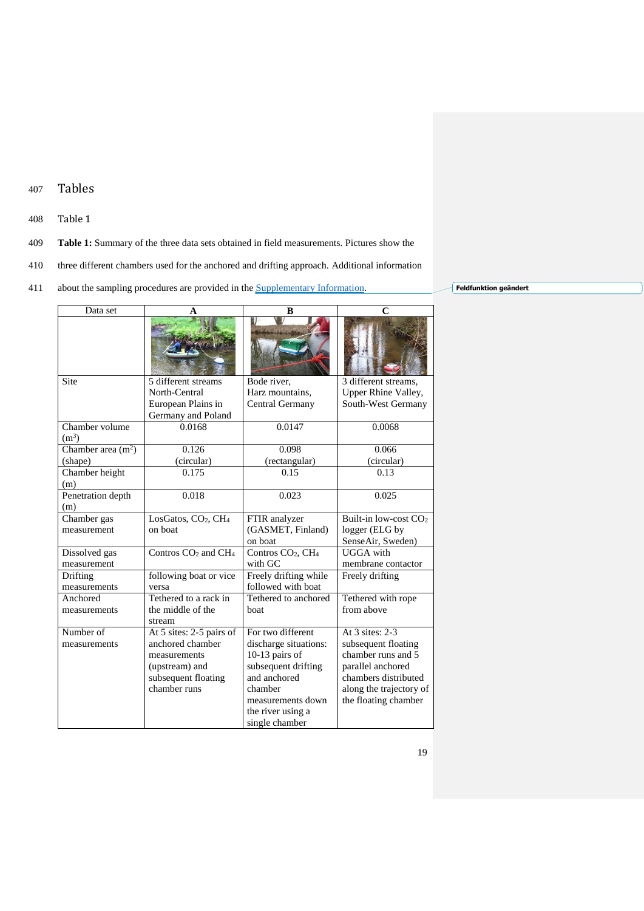# Tables

Table 1

**Table 1:** Summary of the three data sets obtained in field measurements. Pictures show the three different chambers used for the anchored and drifting approach. Additional information about the sampling procedures are provided in the Supplementary Information.

| Data set | A | B | C |
|---|---|---|---|
| | | | |
| Site | 5 different streams North-Central European Plains in Germany and Poland | Bode river, Harz mountains, Central Germany | 3 different streams, Upper Rhine Valley, South-West Germany |
| Chamber volume ($m^3$) | 0.0168 | 0.0147 | 0.0068 |
| Chamber area ($m^2$) (shape) | 0.126 (circular) | 0.098 (rectangular) | 0.066 (circular) |
| Chamber height (m) | 0.175 | 0.15 | 0.13 |
| Penetration depth (m) | 0.018 | 0.023 | 0.025 |
| Chamber gas measurement | LosGatos, $CO_2$, $CH_4$ on boat | FTIR analyzer (GASMET, Finland) on boat | Built-in low-cost $CO_2$ logger (ELG by SenseAir, Sweden) |
| Dissolved gas measurement | Contros $CO_2$ and $CH_4$ | Contros $CO_2$, $CH_4$ with GC | UGGA with membrane contactor |
| Drifting measurements | following boat or vice versa | Freely drifting while followed with boat | Freely drifting |
| Anchored measurements | Tethered to a rack in the middle of the stream | Tethered to anchored boat | Tethered with rope from above |
| Number of measurements | At 5 sites: 2-5 pairs of anchored chamber measurements (upstream) and subsequent floating chamber runs | For two different discharge situations: 10-13 pairs of subsequent drifting and anchored chamber measurements down the river using a single chamber | At 3 sites: 2-3 subsequent floating chamber runs and 5 parallel anchored chambers distributed along the trajectory of the floating chamber |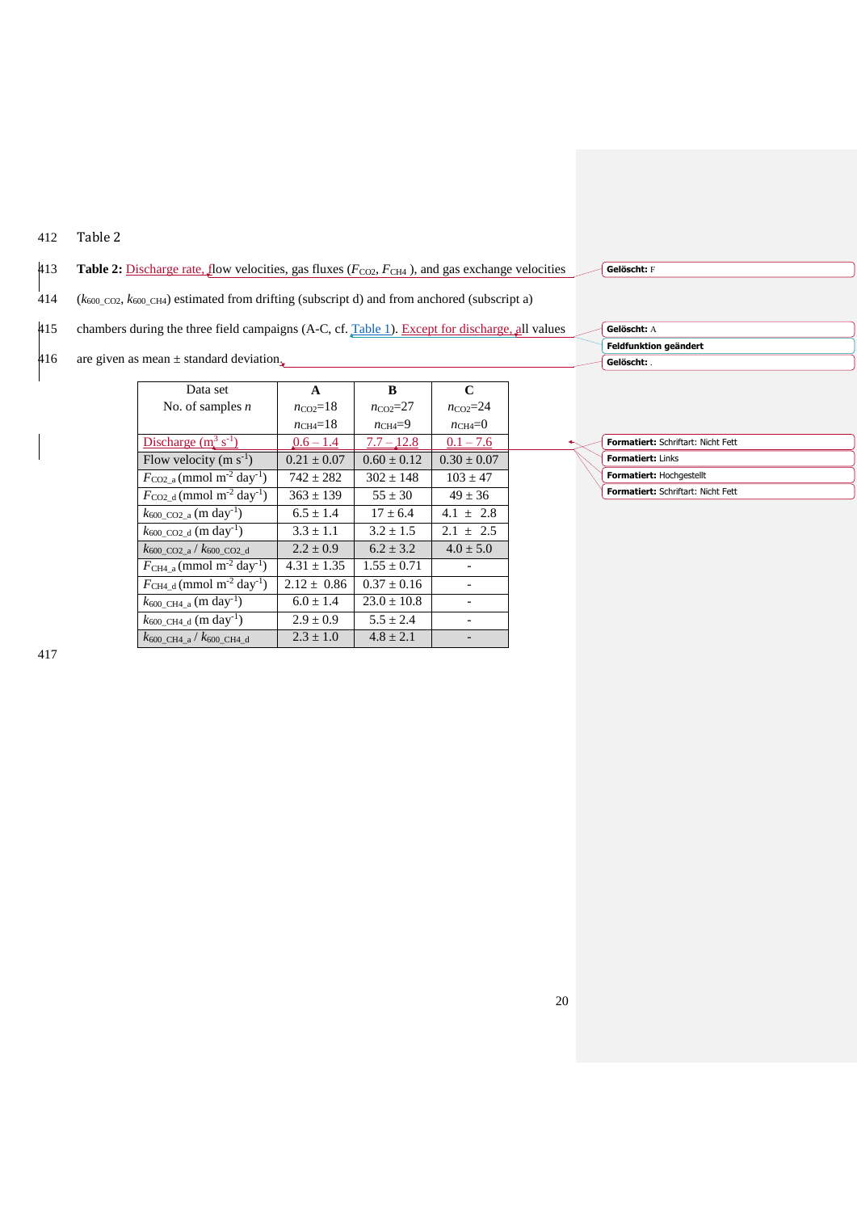Table 2

**Table 2:** Discharge rate, flow velocities, gas fluxes ($F_{CO2}$, $F_{CH4}$ ), and gas exchange velocities ($k_{600\_CO2}$, $k_{600\_CH4}$) estimated from drifting (subscript d) and from anchored (subscript a) chambers during the three field campaigns (A-C, cf. Table 1). Except for discharge, all values are given as mean ± standard deviation.

| Data set<br>No. of samples $n$ | **A**<br>$n_{CO2}$=18<br>$n_{CH4}$=18 | **B**<br>$n_{CO2}$=27<br>$n_{CH4}$=9 | **C**<br>$n_{CO2}$=24<br>$n_{CH4}$=0 |
|---|---|---|---|
| Discharge ($m^3$ $s^{-1}$) | 0.6 – 1.4 | 7.7 – 12.8 | 0.1 – 7.6 |
| Flow velocity (m $s^{-1}$) | 0.21 ± 0.07 | 0.60 ± 0.12 | 0.30 ± 0.07 |
| $F_{CO2\_a}$ (mmol $m^{-2}$ $day^{-1}$) | 742 ± 282 | 302 ± 148 | 103 ± 47 |
| $F_{CO2\_d}$ (mmol $m^{-2}$ $day^{-1}$) | 363 ± 139 | 55 ± 30 | 49 ± 36 |
| $k_{600\_CO2\_a}$ (m $day^{-1}$) | 6.5 ± 1.4 | 17 ± 6.4 | 4.1 ± 2.8 |
| $k_{600\_CO2\_d}$ (m $day^{-1}$) | 3.3 ± 1.1 | 3.2 ± 1.5 | 2.1 ± 2.5 |
| $k_{600\_CO2\_a}$ / $k_{600\_CO2\_d}$ | 2.2 ± 0.9 | 6.2 ± 3.2 | 4.0 ± 5.0 |
| $F_{CH4\_a}$ (mmol $m^{-2}$ $day^{-1}$) | 4.31 ± 1.35 | 1.55 ± 0.71 | - |
| $F_{CH4\_d}$ (mmol $m^{-2}$ $day^{-1}$) | 2.12 ± 0.86 | 0.37 ± 0.16 | - |
| $k_{600\_CH4\_a}$ (m $day^{-1}$) | 6.0 ± 1.4 | 23.0 ± 10.8 | - |
| $k_{600\_CH4\_d}$ (m $day^{-1}$) | 2.9 ± 0.9 | 5.5 ± 2.4 | - |
| $k_{600\_CH4\_a}$ / $k_{600\_CH4\_d}$ | 2.3 ± 1.0 | 4.8 ± 2.1 | - |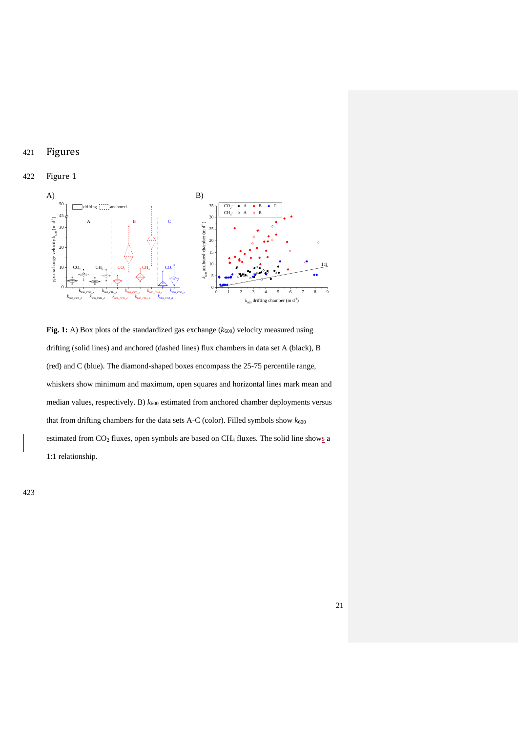# Figures

## Figure 1

**Fig. 1:** A) Box plots of the standardized gas exchange ($k_{600}$) velocity measured using drifting (solid lines) and anchored (dashed lines) flux chambers in data set A (black), B (red) and C (blue). The diamond-shaped boxes encompass the 25-75 percentile range, whiskers show minimum and maximum, open squares and horizontal lines mark mean and median values, respectively. B) $k_{600}$ estimated from anchored chamber deployments versus that from drifting chambers for the data sets A-C (color). Filled symbols show $k_{600}$ estimated from $CO_2$ fluxes, open symbols are based on $CH_4$ fluxes. The solid line shows a 1:1 relationship.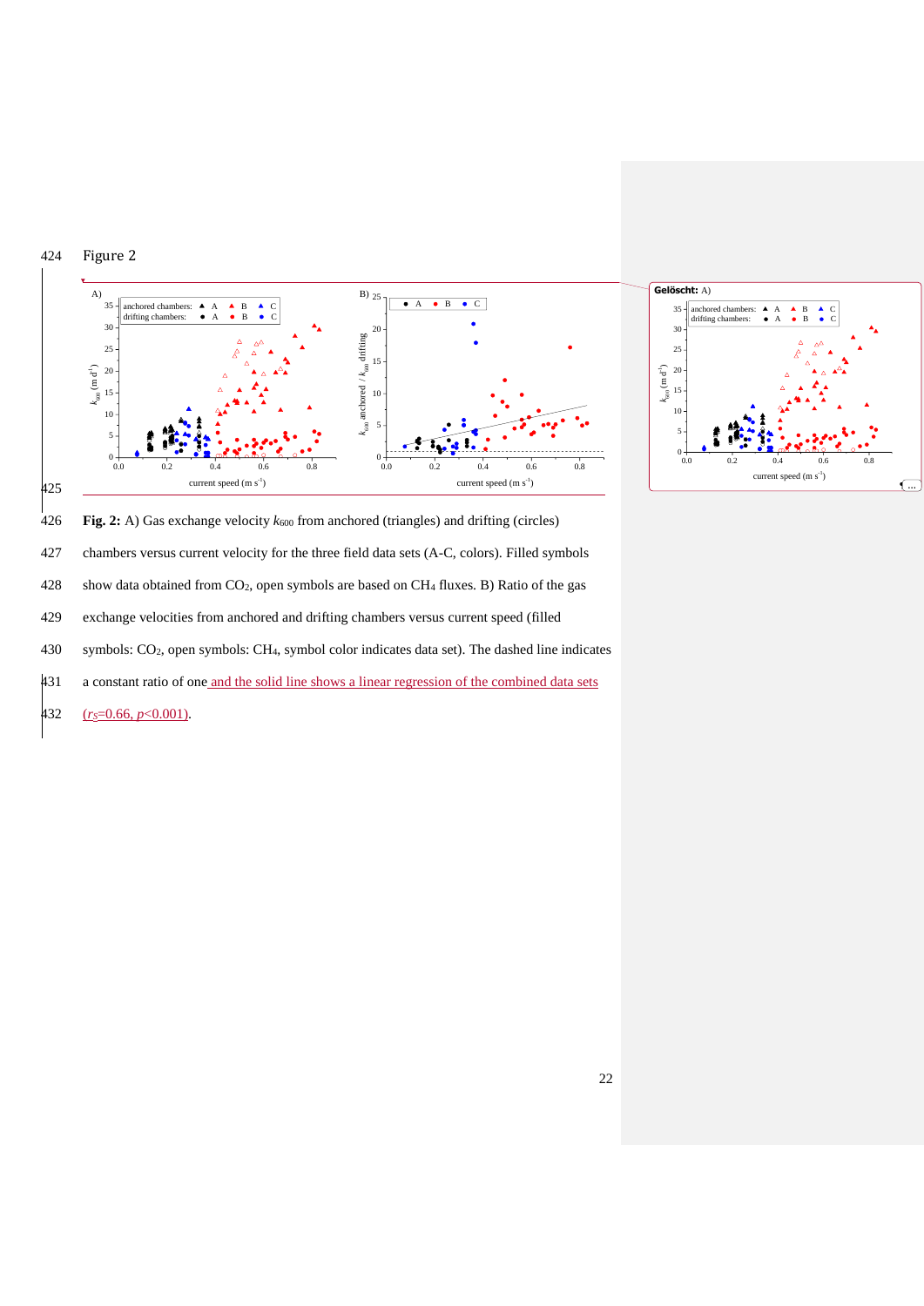Figure 2

**Fig. 2:** A) Gas exchange velocity $k_{600}$ from anchored (triangles) and drifting (circles) chambers versus current velocity for the three field data sets (A-C, colors). Filled symbols show data obtained from $CO_2$, open symbols are based on $CH_4$ fluxes. B) Ratio of the gas exchange velocities from anchored and drifting chambers versus current speed (filled symbols: $CO_2$, open symbols: $CH_4$, symbol color indicates data set). The dashed line indicates a constant ratio of one and the solid line shows a linear regression of the combined data sets ($r_S$=0.66, $p$<0.001).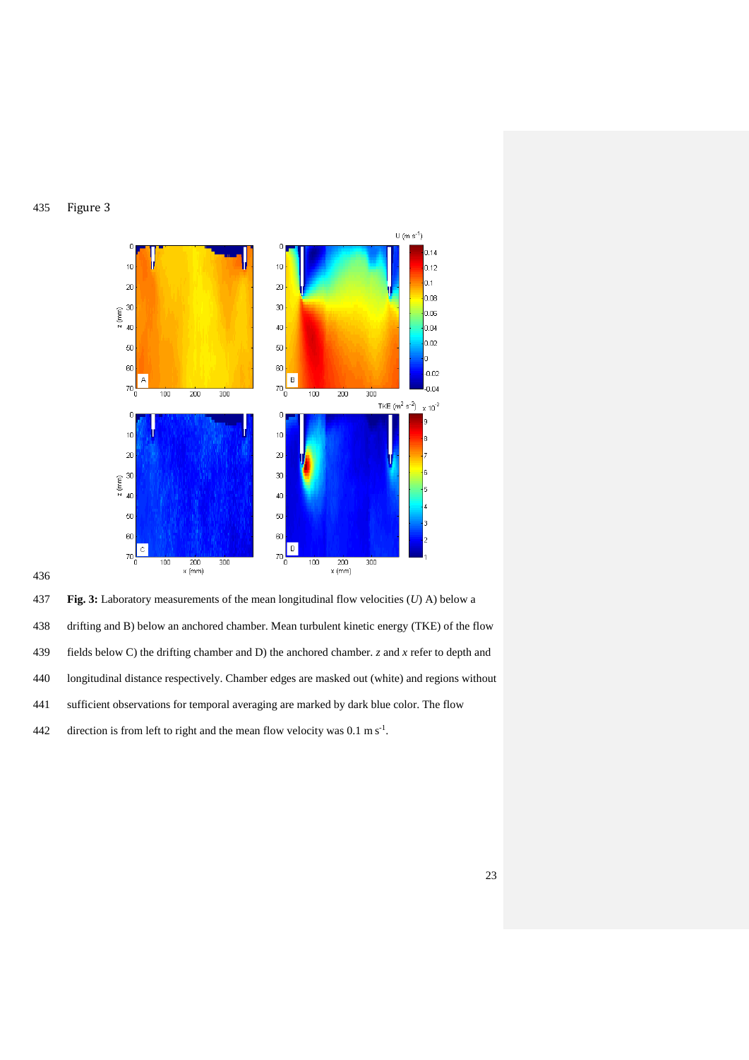Figure 3

**Fig. 3:** Laboratory measurements of the mean longitudinal flow velocities ($U$) A) below a drifting and B) below an anchored chamber. Mean turbulent kinetic energy (TKE) of the flow fields below C) the drifting chamber and D) the anchored chamber. $z$ and $x$ refer to depth and longitudinal distance respectively. Chamber edges are masked out (white) and regions without sufficient observations for temporal averaging are marked by dark blue color. The flow direction is from left to right and the mean flow velocity was 0.1 m $s^{-1}$.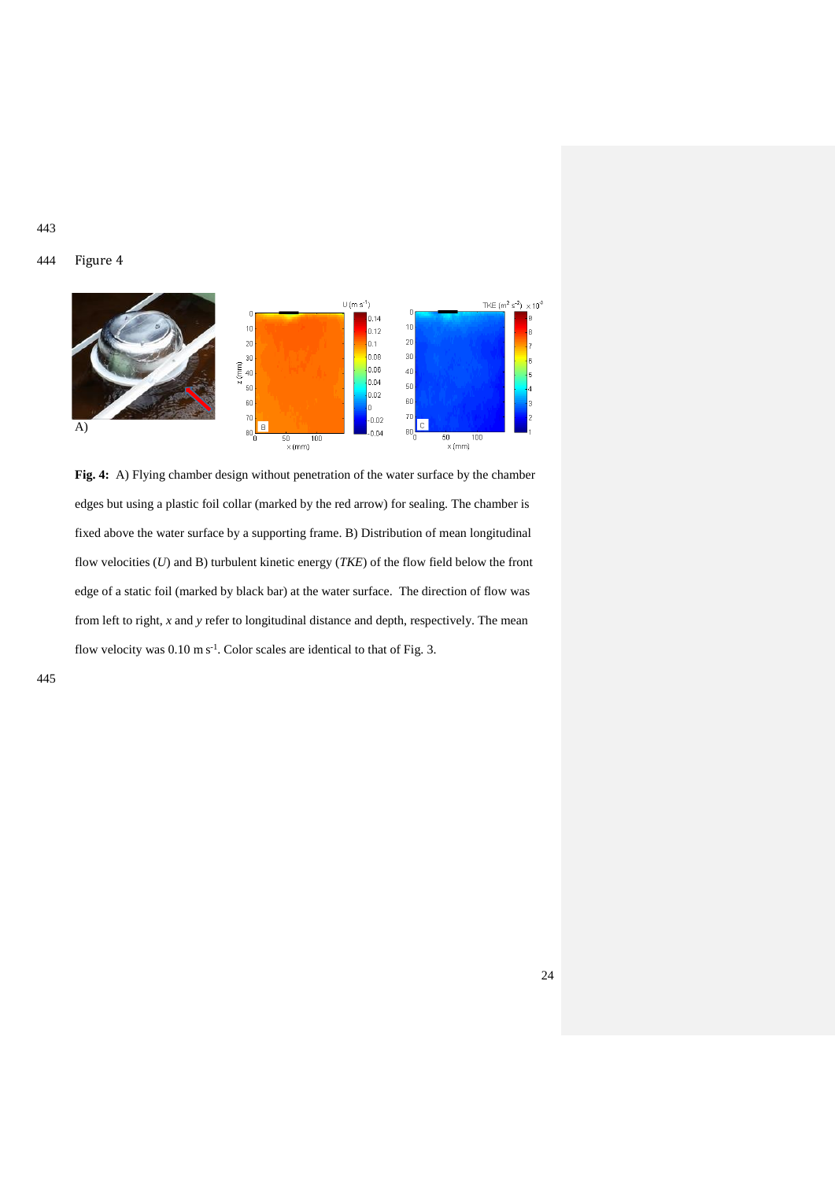Figure 4

A)

**Fig. 4:** A) Flying chamber design without penetration of the water surface by the chamber edges but using a plastic foil collar (marked by the red arrow) for sealing. The chamber is fixed above the water surface by a supporting frame. B) Distribution of mean longitudinal flow velocities (*U*) and B) turbulent kinetic energy (*TKE*) of the flow field below the front edge of a static foil (marked by black bar) at the water surface. The direction of flow was from left to right, *x* and *y* refer to longitudinal distance and depth, respectively. The mean flow velocity was 0.10 m s$^{-1}$. Color scales are identical to that of Fig. 3.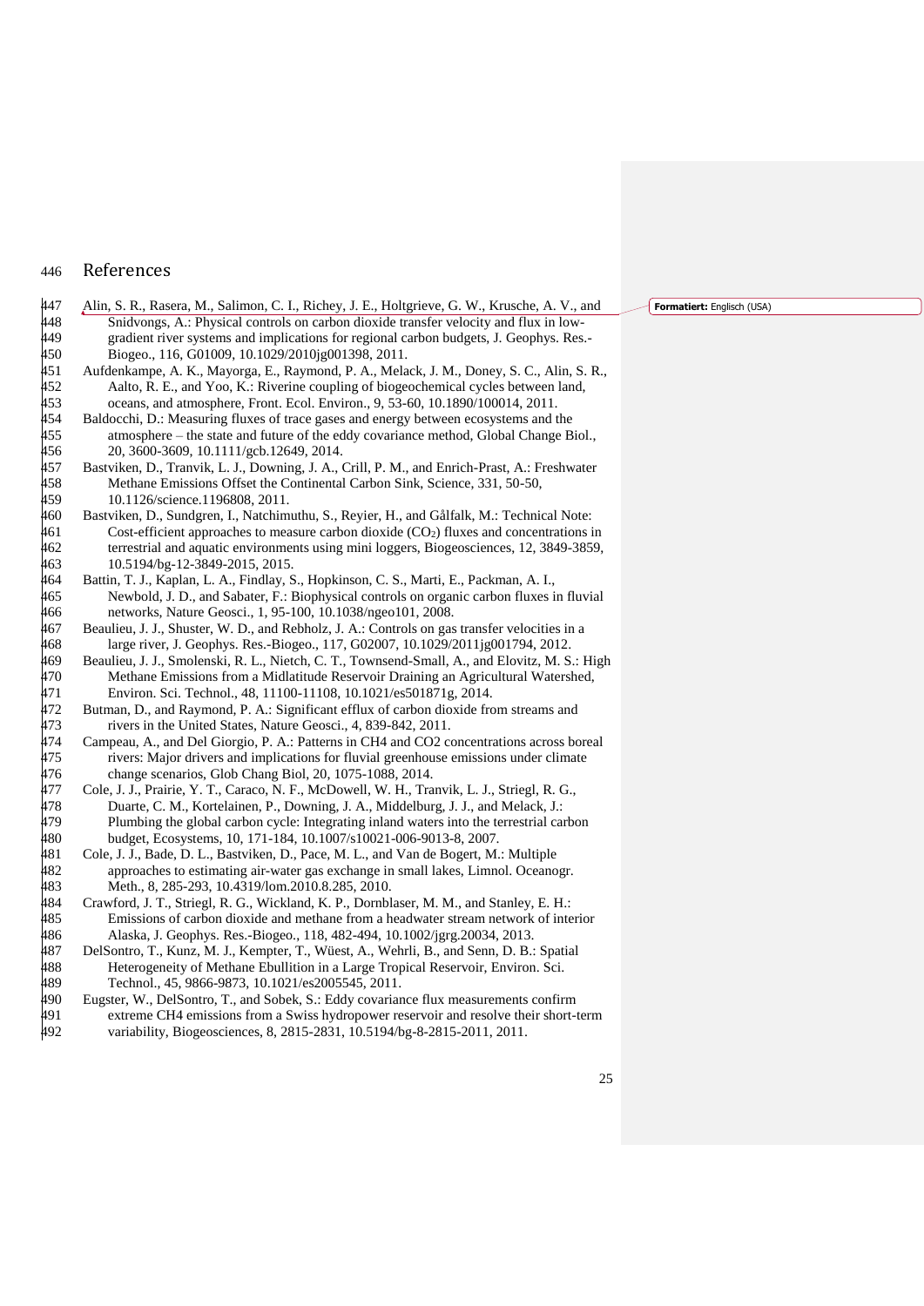# References

Alin, S. R., Rasera, M., Salimon, C. I., Richey, J. E., Holtgrieve, G. W., Krusche, A. V., and Snidvongs, A.: Physical controls on carbon dioxide transfer velocity and flux in low-gradient river systems and implications for regional carbon budgets, J. Geophys. Res.-Biogeo., 116, G01009, 10.1029/2010jg001398, 2011.

Aufdenkampe, A. K., Mayorga, E., Raymond, P. A., Melack, J. M., Doney, S. C., Alin, S. R., Aalto, R. E., and Yoo, K.: Riverine coupling of biogeochemical cycles between land, oceans, and atmosphere, Front. Ecol. Environ., 9, 53-60, 10.1890/100014, 2011.

Baldocchi, D.: Measuring fluxes of trace gases and energy between ecosystems and the atmosphere – the state and future of the eddy covariance method, Global Change Biol., 20, 3600-3609, 10.1111/gcb.12649, 2014.

Bastviken, D., Tranvik, L. J., Downing, J. A., Crill, P. M., and Enrich-Prast, A.: Freshwater Methane Emissions Offset the Continental Carbon Sink, Science, 331, 50-50, 10.1126/science.1196808, 2011.

Bastviken, D., Sundgren, I., Natchimuthu, S., Reyier, H., and Gålfalk, M.: Technical Note: Cost-efficient approaches to measure carbon dioxide ($CO_2$) fluxes and concentrations in terrestrial and aquatic environments using mini loggers, Biogeosciences, 12, 3849-3859, 10.5194/bg-12-3849-2015, 2015.

Battin, T. J., Kaplan, L. A., Findlay, S., Hopkinson, C. S., Marti, E., Packman, A. I., Newbold, J. D., and Sabater, F.: Biophysical controls on organic carbon fluxes in fluvial networks, Nature Geosci., 1, 95-100, 10.1038/ngeo101, 2008.

Beaulieu, J. J., Shuster, W. D., and Rebholz, J. A.: Controls on gas transfer velocities in a large river, J. Geophys. Res.-Biogeo., 117, G02007, 10.1029/2011jg001794, 2012.

Beaulieu, J. J., Smolenski, R. L., Nietch, C. T., Townsend-Small, A., and Elovitz, M. S.: High Methane Emissions from a Midlatitude Reservoir Draining an Agricultural Watershed, Environ. Sci. Technol., 48, 11100-11108, 10.1021/es501871g, 2014.

Butman, D., and Raymond, P. A.: Significant efflux of carbon dioxide from streams and rivers in the United States, Nature Geosci., 4, 839-842, 2011.

Campeau, A., and Del Giorgio, P. A.: Patterns in CH4 and CO2 concentrations across boreal rivers: Major drivers and implications for fluvial greenhouse emissions under climate change scenarios, Glob Chang Biol, 20, 1075-1088, 2014.

Cole, J. J., Prairie, Y. T., Caraco, N. F., McDowell, W. H., Tranvik, L. J., Striegl, R. G., Duarte, C. M., Kortelainen, P., Downing, J. A., Middelburg, J. J., and Melack, J.: Plumbing the global carbon cycle: Integrating inland waters into the terrestrial carbon budget, Ecosystems, 10, 171-184, 10.1007/s10021-006-9013-8, 2007.

Cole, J. J., Bade, D. L., Bastviken, D., Pace, M. L., and Van de Bogert, M.: Multiple approaches to estimating air-water gas exchange in small lakes, Limnol. Oceanogr. Meth., 8, 285-293, 10.4319/lom.2010.8.285, 2010.

Crawford, J. T., Striegl, R. G., Wickland, K. P., Dornblaser, M. M., and Stanley, E. H.: Emissions of carbon dioxide and methane from a headwater stream network of interior Alaska, J. Geophys. Res.-Biogeo., 118, 482-494, 10.1002/jgrg.20034, 2013.

DelSontro, T., Kunz, M. J., Kempter, T., Wüest, A., Wehrli, B., and Senn, D. B.: Spatial Heterogeneity of Methane Ebullition in a Large Tropical Reservoir, Environ. Sci. Technol., 45, 9866-9873, 10.1021/es2005545, 2011.

Eugster, W., DelSontro, T., and Sobek, S.: Eddy covariance flux measurements confirm extreme CH4 emissions from a Swiss hydropower reservoir and resolve their short-term variability, Biogeosciences, 8, 2815-2831, 10.5194/bg-8-2815-2011, 2011.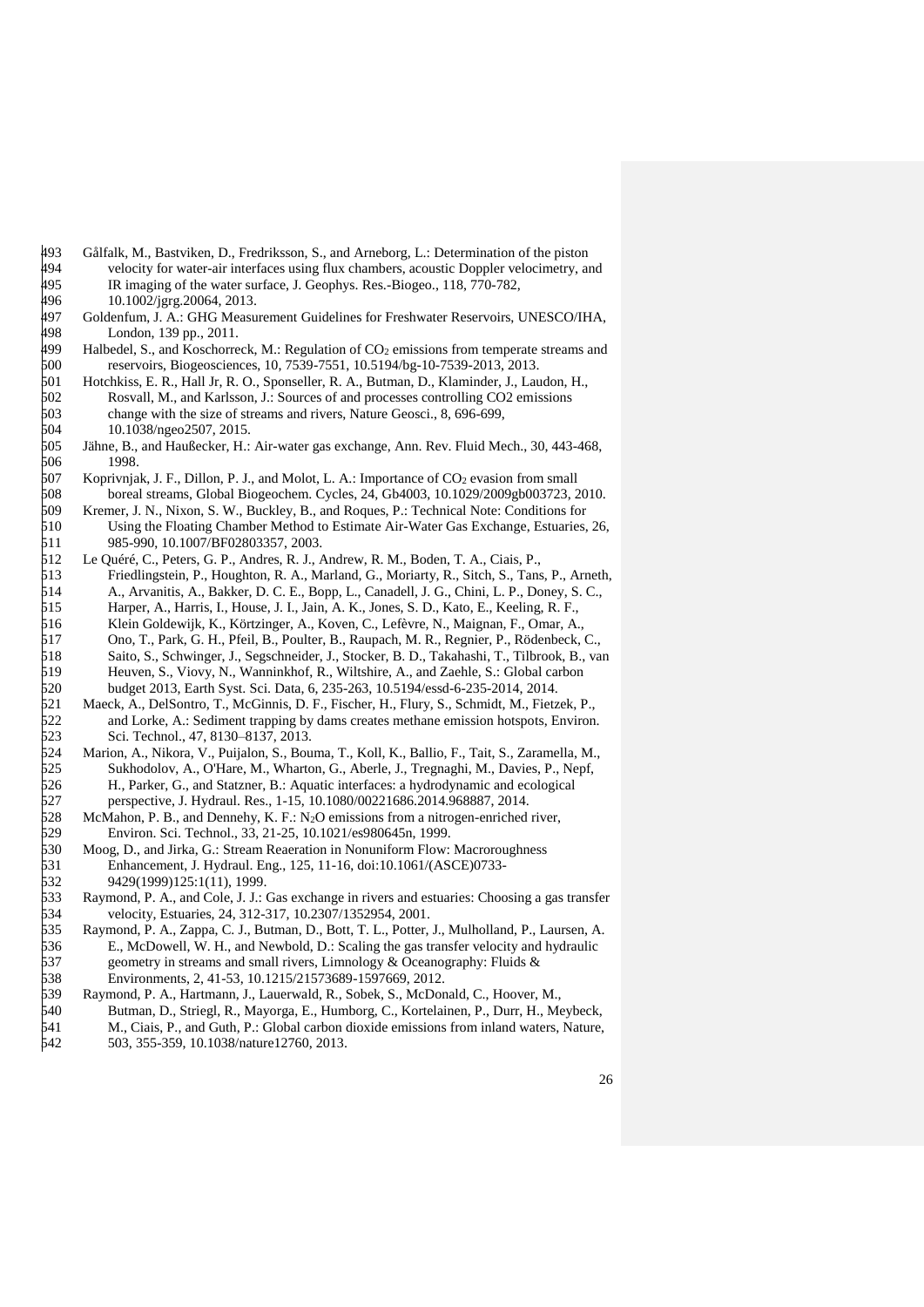Gålfalk, M., Bastviken, D., Fredriksson, S., and Arneborg, L.: Determination of the piston velocity for water-air interfaces using flux chambers, acoustic Doppler velocimetry, and IR imaging of the water surface, J. Geophys. Res.-Biogeo., 118, 770-782, 10.1002/jgrg.20064, 2013.

Goldenfum, J. A.: GHG Measurement Guidelines for Freshwater Reservoirs, UNESCO/IHA, London, 139 pp., 2011.

Halbedel, S., and Koschorreck, M.: Regulation of $CO_2$ emissions from temperate streams and reservoirs, Biogeosciences, 10, 7539-7551, 10.5194/bg-10-7539-2013, 2013.

Hotchkiss, E. R., Hall Jr, R. O., Sponseller, R. A., Butman, D., Klaminder, J., Laudon, H., Rosvall, M., and Karlsson, J.: Sources of and processes controlling CO2 emissions change with the size of streams and rivers, Nature Geosci., 8, 696-699, 10.1038/ngeo2507, 2015.

Jähne, B., and Haußecker, H.: Air-water gas exchange, Ann. Rev. Fluid Mech., 30, 443-468, 1998.

Koprivnjak, J. F., Dillon, P. J., and Molot, L. A.: Importance of $CO_2$ evasion from small boreal streams, Global Biogeochem. Cycles, 24, Gb4003, 10.1029/2009gb003723, 2010.

Kremer, J. N., Nixon, S. W., Buckley, B., and Roques, P.: Technical Note: Conditions for Using the Floating Chamber Method to Estimate Air-Water Gas Exchange, Estuaries, 26, 985-990, 10.1007/BF02803357, 2003.

Le Quéré, C., Peters, G. P., Andres, R. J., Andrew, R. M., Boden, T. A., Ciais, P., Friedlingstein, P., Houghton, R. A., Marland, G., Moriarty, R., Sitch, S., Tans, P., Arneth, A., Arvanitis, A., Bakker, D. C. E., Bopp, L., Canadell, J. G., Chini, L. P., Doney, S. C., Harper, A., Harris, I., House, J. I., Jain, A. K., Jones, S. D., Kato, E., Keeling, R. F., Klein Goldewijk, K., Körtzinger, A., Koven, C., Lefèvre, N., Maignan, F., Omar, A., Ono, T., Park, G. H., Pfeil, B., Poulter, B., Raupach, M. R., Regnier, P., Rödenbeck, C., Saito, S., Schwinger, J., Segschneider, J., Stocker, B. D., Takahashi, T., Tilbrook, B., van Heuven, S., Viovy, N., Wanninkhof, R., Wiltshire, A., and Zaehle, S.: Global carbon budget 2013, Earth Syst. Sci. Data, 6, 235-263, 10.5194/essd-6-235-2014, 2014.

Maeck, A., DelSontro, T., McGinnis, D. F., Fischer, H., Flury, S., Schmidt, M., Fietzek, P., and Lorke, A.: Sediment trapping by dams creates methane emission hotspots, Environ. Sci. Technol., 47, 8130–8137, 2013.

Marion, A., Nikora, V., Puijalon, S., Bouma, T., Koll, K., Ballio, F., Tait, S., Zaramella, M., Sukhodolov, A., O'Hare, M., Wharton, G., Aberle, J., Tregnaghi, M., Davies, P., Nepf, H., Parker, G., and Statzner, B.: Aquatic interfaces: a hydrodynamic and ecological perspective, J. Hydraul. Res., 1-15, 10.1080/00221686.2014.968887, 2014.

McMahon, P. B., and Dennehy, K. F.: $N_2O$ emissions from a nitrogen-enriched river, Environ. Sci. Technol., 33, 21-25, 10.1021/es980645n, 1999.

Moog, D., and Jirka, G.: Stream Reaeration in Nonuniform Flow: Macroroughness Enhancement, J. Hydraul. Eng., 125, 11-16, doi:10.1061/(ASCE)0733-9429(1999)125:1(11), 1999.

Raymond, P. A., and Cole, J. J.: Gas exchange in rivers and estuaries: Choosing a gas transfer velocity, Estuaries, 24, 312-317, 10.2307/1352954, 2001.

Raymond, P. A., Zappa, C. J., Butman, D., Bott, T. L., Potter, J., Mulholland, P., Laursen, A. E., McDowell, W. H., and Newbold, D.: Scaling the gas transfer velocity and hydraulic geometry in streams and small rivers, Limnology & Oceanography: Fluids & Environments, 2, 41-53, 10.1215/21573689-1597669, 2012.

Raymond, P. A., Hartmann, J., Lauerwald, R., Sobek, S., McDonald, C., Hoover, M., Butman, D., Striegl, R., Mayorga, E., Humborg, C., Kortelainen, P., Durr, H., Meybeck, M., Ciais, P., and Guth, P.: Global carbon dioxide emissions from inland waters, Nature, 503, 355-359, 10.1038/nature12760, 2013.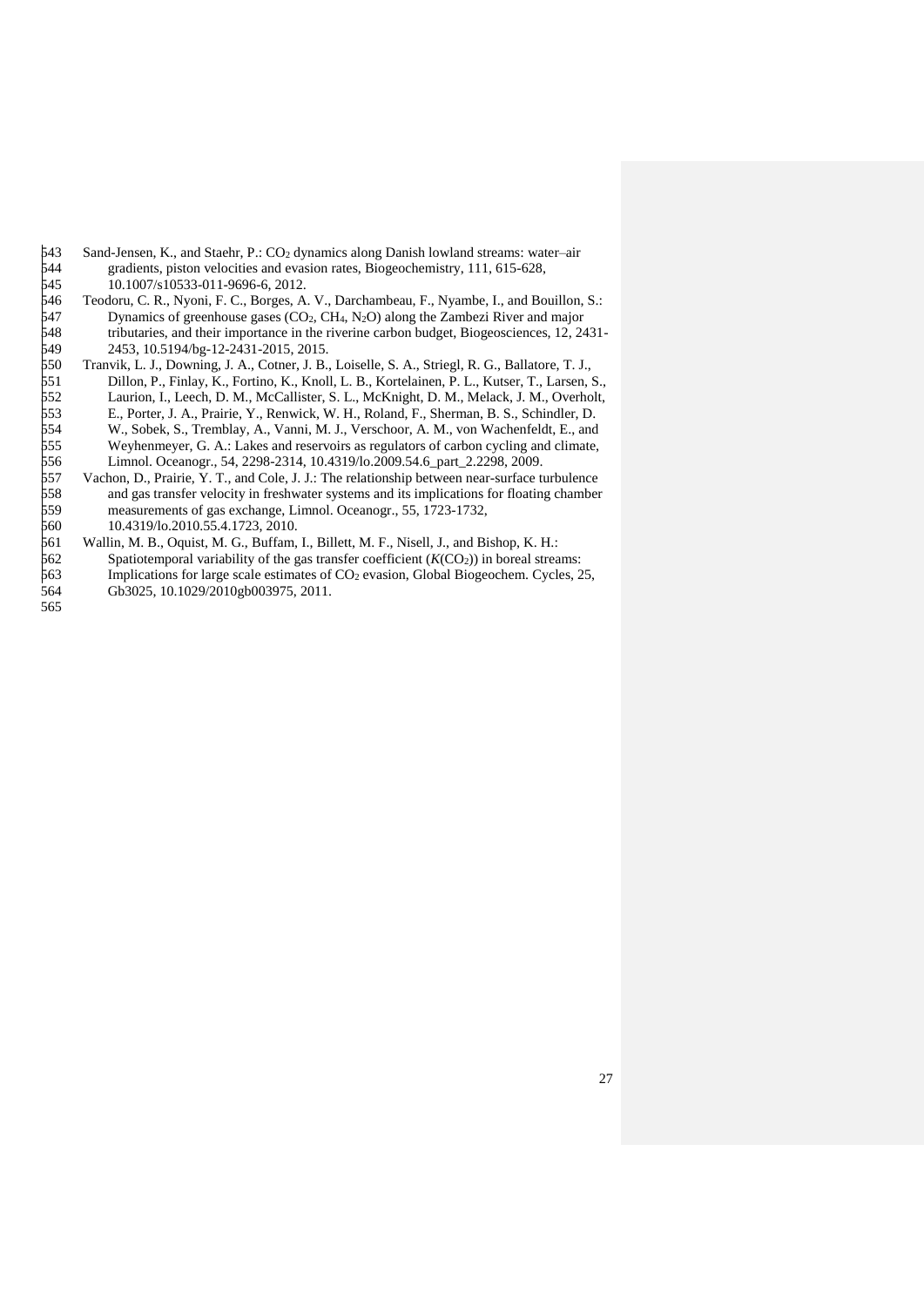Sand-Jensen, K., and Staehr, P.: $CO_2$ dynamics along Danish lowland streams: water–air gradients, piston velocities and evasion rates, Biogeochemistry, 111, 615-628, 10.1007/s10533-011-9696-6, 2012.

Teodoru, C. R., Nyoni, F. C., Borges, A. V., Darchambeau, F., Nyambe, I., and Bouillon, S.: Dynamics of greenhouse gases ($CO_2$, $CH_4$, $N_2O$) along the Zambezi River and major tributaries, and their importance in the riverine carbon budget, Biogeosciences, 12, 2431-2453, 10.5194/bg-12-2431-2015, 2015.

Tranvik, L. J., Downing, J. A., Cotner, J. B., Loiselle, S. A., Striegl, R. G., Ballatore, T. J., Dillon, P., Finlay, K., Fortino, K., Knoll, L. B., Kortelainen, P. L., Kutser, T., Larsen, S., Laurion, I., Leech, D. M., McCallister, S. L., McKnight, D. M., Melack, J. M., Overholt, E., Porter, J. A., Prairie, Y., Renwick, W. H., Roland, F., Sherman, B. S., Schindler, D. W., Sobek, S., Tremblay, A., Vanni, M. J., Verschoor, A. M., von Wachenfeldt, E., and Weyhenmeyer, G. A.: Lakes and reservoirs as regulators of carbon cycling and climate, Limnol. Oceanogr., 54, 2298-2314, 10.4319/lo.2009.54.6_part_2.2298, 2009.

Vachon, D., Prairie, Y. T., and Cole, J. J.: The relationship between near-surface turbulence and gas transfer velocity in freshwater systems and its implications for floating chamber measurements of gas exchange, Limnol. Oceanogr., 55, 1723-1732, 10.4319/lo.2010.55.4.1723, 2010.

Wallin, M. B., Oquist, M. G., Buffam, I., Billett, M. F., Nisell, J., and Bishop, K. H.: Spatiotemporal variability of the gas transfer coefficient ($K(CO_2)$) in boreal streams: Implications for large scale estimates of $CO_2$ evasion, Global Biogeochem. Cycles, 25, Gb3025, 10.1029/2010gb003975, 2011.